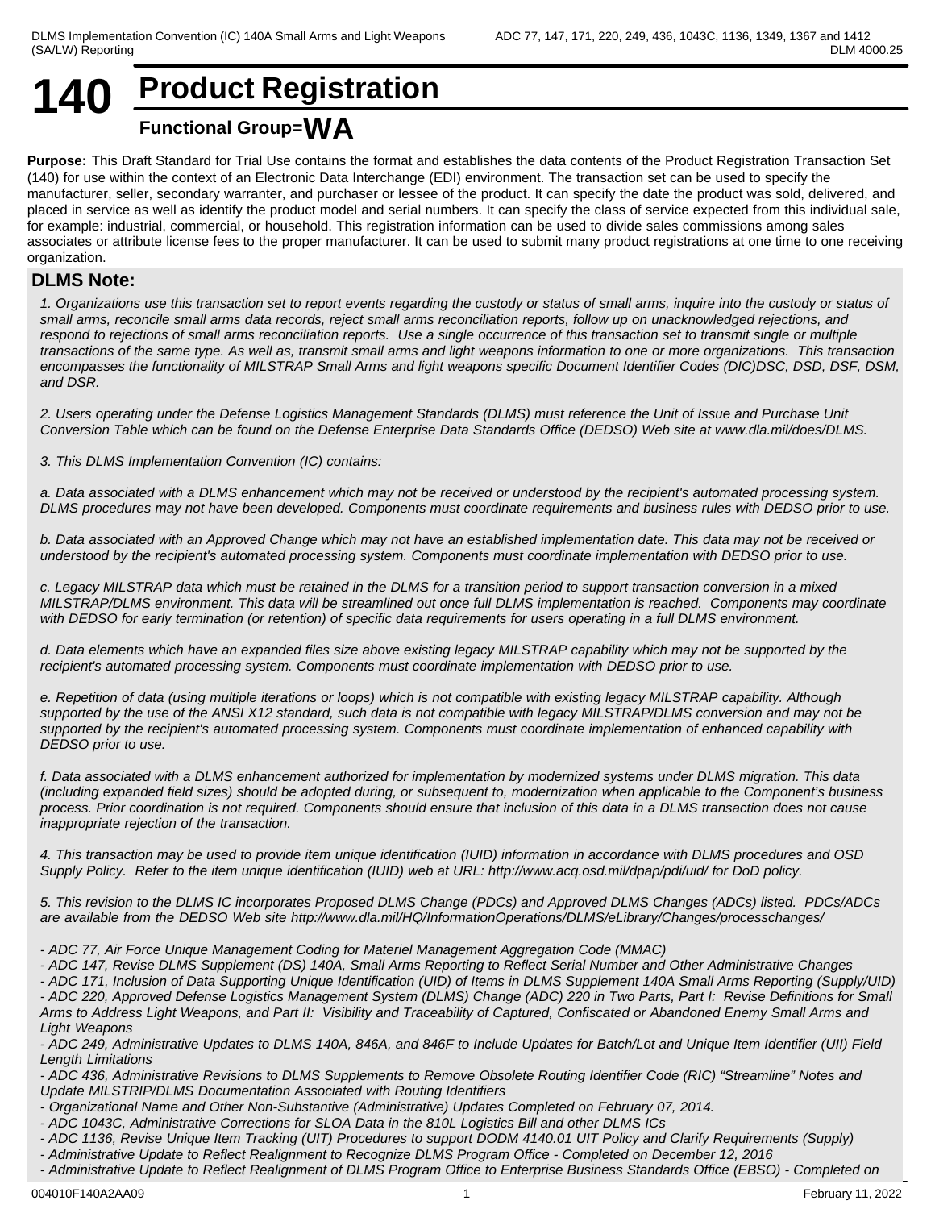# 140 Product Registration

**Functional Group=WA**

**Purpose:** This Draft Standard for Trial Use contains the format and establishes the data contents of the Product Registration Transaction Set (140) for use within the context of an Electronic Data Interchange (EDI) environment. The transaction set can be used to specify the manufacturer, seller, secondary warranter, and purchaser or lessee of the product. It can specify the date the product was sold, delivered, and placed in service as well as identify the product model and serial numbers. It can specify the class of service expected from this individual sale, for example: industrial, commercial, or household. This registration information can be used to divide sales commissions among sales associates or attribute license fees to the proper manufacturer. It can be used to submit many product registrations at one time to one receiving organization.

## DLMS Note:

*1. Organizations use this transaction set to report events regarding the custody or status of small arms, inquire into the custody or status of small arms, reconcile small arms data records, reject small arms reconciliation reports, follow up on unacknowledged rejections, and respond to rejections of small arms reconciliation reports. Use a single occurrence of this transaction set to transmit single or multiple transactions of the same type. As well as, transmit small arms and light weapons information to one or more organizations. This transaction encompasses the functionality of MILSTRAP Small Arms and light weapons specific Document Identifier Codes (DIC)DSC, DSD, DSF, DSM, and DSR.*

*2. Users operating under the Defense Logistics Management Standards (DLMS) must reference the Unit of Issue and Purchase Unit Conversion Table which can be found on the Defense Enterprise Data Standards Office (DEDSO) Web site at www.dla.mil/does/DLMS.*

*3. This DLMS Implementation Convention (IC) contains:*

*a. Data associated with a DLMS enhancement which may not be received or understood by the recipient's automated processing system. DLMS procedures may not have been developed. Components must coordinate requirements and business rules with DEDSO prior to use.*

*b. Data associated with an Approved Change which may not have an established implementation date. This data may not be received or understood by the recipient's automated processing system. Components must coordinate implementation with DEDSO prior to use.*

*c. Legacy MILSTRAP data which must be retained in the DLMS for a transition period to support transaction conversion in a mixed MILSTRAP/DLMS environment. This data will be streamlined out once full DLMS implementation is reached. Components may coordinate with DEDSO for early termination (or retention) of specific data requirements for users operating in a full DLMS environment.*

*d. Data elements which have an expanded files size above existing legacy MILSTRAP capability which may not be supported by the recipient's automated processing system. Components must coordinate implementation with DEDSO prior to use.*

*e. Repetition of data (using multiple iterations or loops) which is not compatible with existing legacy MILSTRAP capability. Although supported by the use of the ANSI X12 standard, such data is not compatible with legacy MILSTRAP/DLMS conversion and may not be supported by the recipient's automated processing system. Components must coordinate implementation of enhanced capability with DEDSO prior to use.*

*f. Data associated with a DLMS enhancement authorized for implementation by modernized systems under DLMS migration. This data (including expanded field sizes) should be adopted during, or subsequent to, modernization when applicable to the Component's business process. Prior coordination is not required. Components should ensure that inclusion of this data in a DLMS transaction does not cause inappropriate rejection of the transaction.*

*4. This transaction may be used to provide item unique identification (IUID) information in accordance with DLMS procedures and OSD Supply Policy. Refer to the item unique identification (IUID) web at URL: http://www.acq.osd.mil/dpap/pdi/uid/ for DoD policy.*

*5. This revision to the DLMS IC incorporates Proposed DLMS Change (PDCs) and Approved DLMS Changes (ADCs) listed. PDCs/ADCs are available from the DEDSO Web site http://www.dla.mil/HQ/InformationOperations/DLMS/eLibrary/Changes/processchanges/*

*- ADC 77, Air Force Unique Management Coding for Materiel Management Aggregation Code (MMAC)*
*- ADC 147, Revise DLMS Supplement (DS) 140A, Small Arms Reporting to Reflect Serial Number and Other Administrative Changes*
*- ADC 171, Inclusion of Data Supporting Unique Identification (UID) of Items in DLMS Supplement 140A Small Arms Reporting (Supply/UID)*
*- ADC 220, Approved Defense Logistics Management System (DLMS) Change (ADC) 220 in Two Parts, Part I: Revise Definitions for Small Arms to Address Light Weapons, and Part II: Visibility and Traceability of Captured, Confiscated or Abandoned Enemy Small Arms and Light Weapons*
*- ADC 249, Administrative Updates to DLMS 140A, 846A, and 846F to Include Updates for Batch/Lot and Unique Item Identifier (UII) Field Length Limitations*
*- ADC 436, Administrative Revisions to DLMS Supplements to Remove Obsolete Routing Identifier Code (RIC) "Streamline" Notes and Update MILSTRIP/DLMS Documentation Associated with Routing Identifiers*
*- Organizational Name and Other Non-Substantive (Administrative) Updates Completed on February 07, 2014.*
*- ADC 1043C, Administrative Corrections for SLOA Data in the 810L Logistics Bill and other DLMS ICs*
*- ADC 1136, Revise Unique Item Tracking (UIT) Procedures to support DODM 4140.01 UIT Policy and Clarify Requirements (Supply)*
*- Administrative Update to Reflect Realignment to Recognize DLMS Program Office - Completed on December 12, 2016*
*- Administrative Update to Reflect Realignment of DLMS Program Office to Enterprise Business Standards Office (EBSO) - Completed on*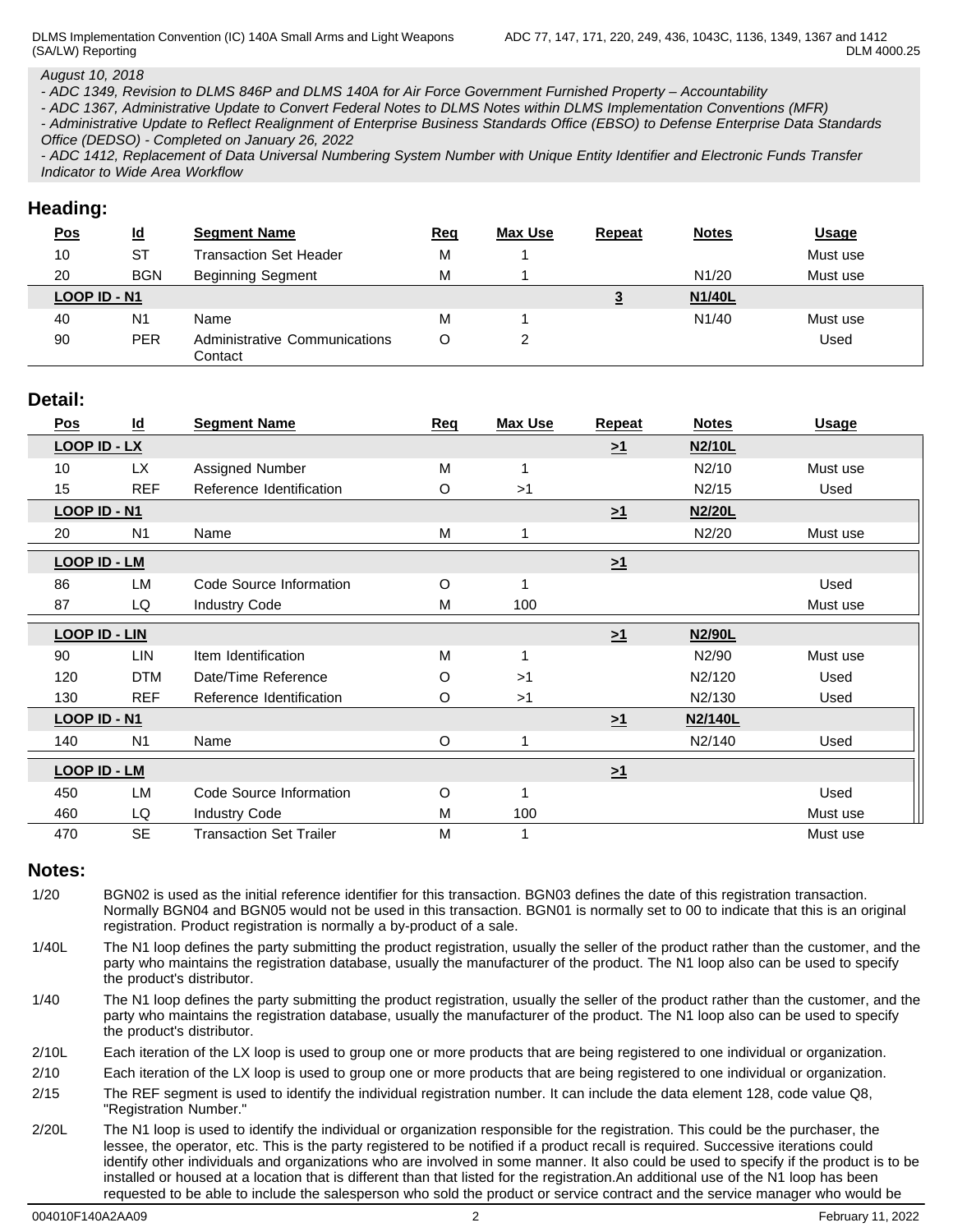*August 10, 2018*
*- ADC 1349, Revision to DLMS 846P and DLMS 140A for Air Force Government Furnished Property – Accountability*
*- ADC 1367, Administrative Update to Convert Federal Notes to DLMS Notes within DLMS Implementation Conventions (MFR)*
*- Administrative Update to Reflect Realignment of Enterprise Business Standards Office (EBSO) to Defense Enterprise Data Standards Office (DEDSO) - Completed on January 26, 2022*
*- ADC 1412, Replacement of Data Universal Numbering System Number with Unique Entity Identifier and Electronic Funds Transfer Indicator to Wide Area Workflow*

## Heading:

| Pos | Id | Segment Name | Req | Max Use | Repeat | Notes | Usage |
|---|---|---|---|---|---|---|---|
| 10 | ST | Transaction Set Header | M | 1 | | | Must use |
| 20 | BGN | Beginning Segment | M | 1 | | N1/20 | Must use |
| LOOP ID - N1 | | | | | 3 | N1/40L | |
| 40 | N1 | Name | M | 1 | | N1/40 | Must use |
| 90 | PER | Administrative Communications Contact | O | 2 | | | Used |

## Detail:

| Pos | Id | Segment Name | Req | Max Use | Repeat | Notes | Usage |
|---|---|---|---|---|---|---|---|
| LOOP ID - LX | | | | | >1 | N2/10L | |
| 10 | LX | Assigned Number | M | 1 | | N2/10 | Must use |
| 15 | REF | Reference Identification | O | >1 | | N2/15 | Used |
| LOOP ID - N1 | | | | | >1 | N2/20L | |
| 20 | N1 | Name | M | 1 | | N2/20 | Must use |
| LOOP ID - LM | | | | | >1 | | |
| 86 | LM | Code Source Information | O | 1 | | | Used |
| 87 | LQ | Industry Code | M | 100 | | | Must use |
| LOOP ID - LIN | | | | | >1 | N2/90L | |
| 90 | LIN | Item Identification | M | 1 | | N2/90 | Must use |
| 120 | DTM | Date/Time Reference | O | >1 | | N2/120 | Used |
| 130 | REF | Reference Identification | O | >1 | | N2/130 | Used |
| LOOP ID - N1 | | | | | >1 | N2/140L | |
| 140 | N1 | Name | O | 1 | | N2/140 | Used |
| LOOP ID - LM | | | | | >1 | | |
| 450 | LM | Code Source Information | O | 1 | | | Used |
| 460 | LQ | Industry Code | M | 100 | | | Must use |
| 470 | SE | Transaction Set Trailer | M | 1 | | | Must use |

## Notes:

1/20 BGN02 is used as the initial reference identifier for this transaction. BGN03 defines the date of this registration transaction. Normally BGN04 and BGN05 would not be used in this transaction. BGN01 is normally set to 00 to indicate that this is an original registration. Product registration is normally a by-product of a sale.

1/40L The N1 loop defines the party submitting the product registration, usually the seller of the product rather than the customer, and the party who maintains the registration database, usually the manufacturer of the product. The N1 loop also can be used to specify the product's distributor.

1/40 The N1 loop defines the party submitting the product registration, usually the seller of the product rather than the customer, and the party who maintains the registration database, usually the manufacturer of the product. The N1 loop also can be used to specify the product's distributor.

2/10L Each iteration of the LX loop is used to group one or more products that are being registered to one individual or organization.

2/10 Each iteration of the LX loop is used to group one or more products that are being registered to one individual or organization.

2/15 The REF segment is used to identify the individual registration number. It can include the data element 128, code value Q8, "Registration Number."

2/20L The N1 loop is used to identify the individual or organization responsible for the registration. This could be the purchaser, the lessee, the operator, etc. This is the party registered to be notified if a product recall is required. Successive iterations could identify other individuals and organizations who are involved in some manner. It also could be used to specify if the product is to be installed or housed at a location that is different than that listed for the registration.An additional use of the N1 loop has been requested to be able to include the salesperson who sold the product or service contract and the service manager who would be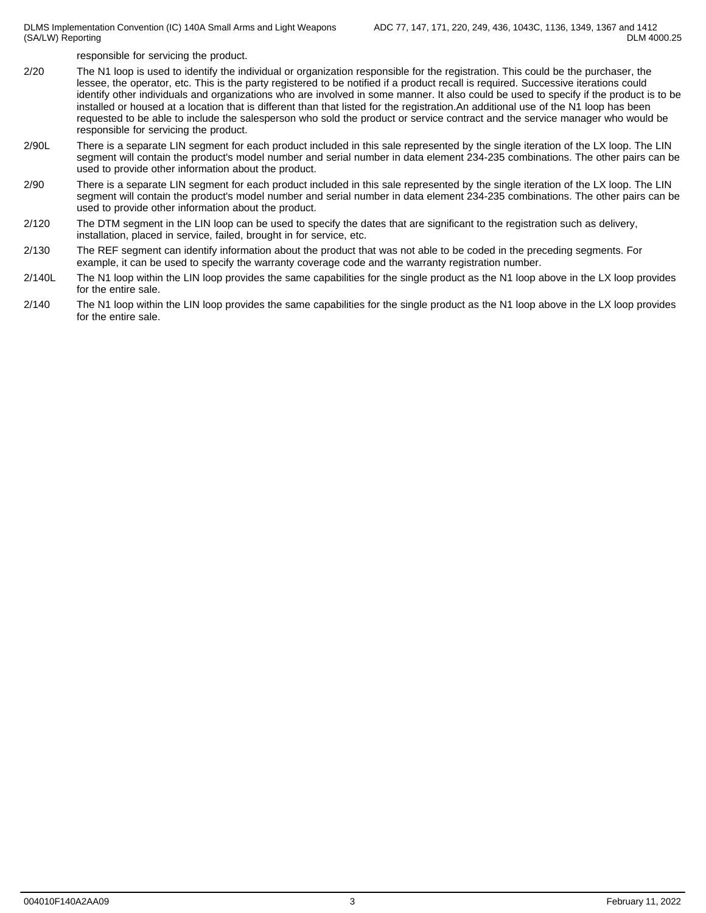responsible for servicing the product.

| | |
|---|---|
| 2/20 | The N1 loop is used to identify the individual or organization responsible for the registration. This could be the purchaser, the lessee, the operator, etc. This is the party registered to be notified if a product recall is required. Successive iterations could identify other individuals and organizations who are involved in some manner. It also could be used to specify if the product is to be installed or housed at a location that is different than that listed for the registration.An additional use of the N1 loop has been requested to be able to include the salesperson who sold the product or service contract and the service manager who would be responsible for servicing the product. |
| 2/90L | There is a separate LIN segment for each product included in this sale represented by the single iteration of the LX loop. The LIN segment will contain the product's model number and serial number in data element 234-235 combinations. The other pairs can be used to provide other information about the product. |
| 2/90 | There is a separate LIN segment for each product included in this sale represented by the single iteration of the LX loop. The LIN segment will contain the product's model number and serial number in data element 234-235 combinations. The other pairs can be used to provide other information about the product. |
| 2/120 | The DTM segment in the LIN loop can be used to specify the dates that are significant to the registration such as delivery, installation, placed in service, failed, brought in for service, etc. |
| 2/130 | The REF segment can identify information about the product that was not able to be coded in the preceding segments. For example, it can be used to specify the warranty coverage code and the warranty registration number. |
| 2/140L | The N1 loop within the LIN loop provides the same capabilities for the single product as the N1 loop above in the LX loop provides for the entire sale. |
| 2/140 | The N1 loop within the LIN loop provides the same capabilities for the single product as the N1 loop above in the LX loop provides for the entire sale. |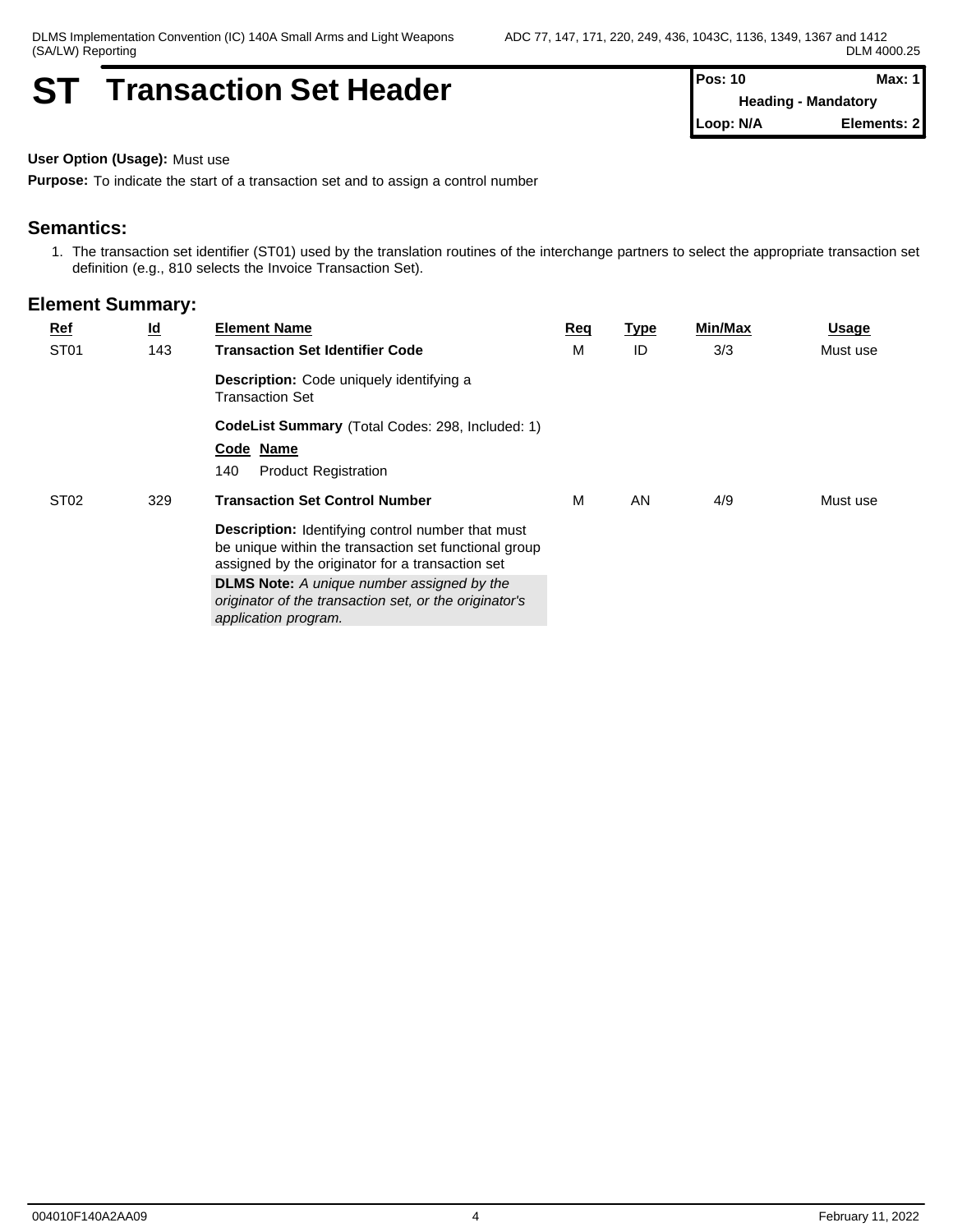# ST Transaction Set Header

| Pos: 10 | Max: 1 |
|---|---|
| Heading - Mandatory | |
| Loop: N/A | Elements: 2 |

**User Option (Usage):** Must use

**Purpose:** To indicate the start of a transaction set and to assign a control number

## Semantics:

1. The transaction set identifier (ST01) used by the translation routines of the interchange partners to select the appropriate transaction set definition (e.g., 810 selects the Invoice Transaction Set).

## Element Summary:

| Ref | Id | Element Name | Req | Type | Min/Max | Usage |
|---|---|---|---|---|---|---|
| ST01 | 143 | **Transaction Set Identifier Code**<br>**Description:** Code uniquely identifying a Transaction Set<br>**CodeList Summary** (Total Codes: 298, Included: 1)<br>**Code Name**<br>140 Product Registration | M | ID | 3/3 | Must use |
| ST02 | 329 | **Transaction Set Control Number**<br>**Description:** Identifying control number that must be unique within the transaction set functional group assigned by the originator for a transaction set<br>**DLMS Note:** *A unique number assigned by the originator of the transaction set, or the originator's application program.* | M | AN | 4/9 | Must use |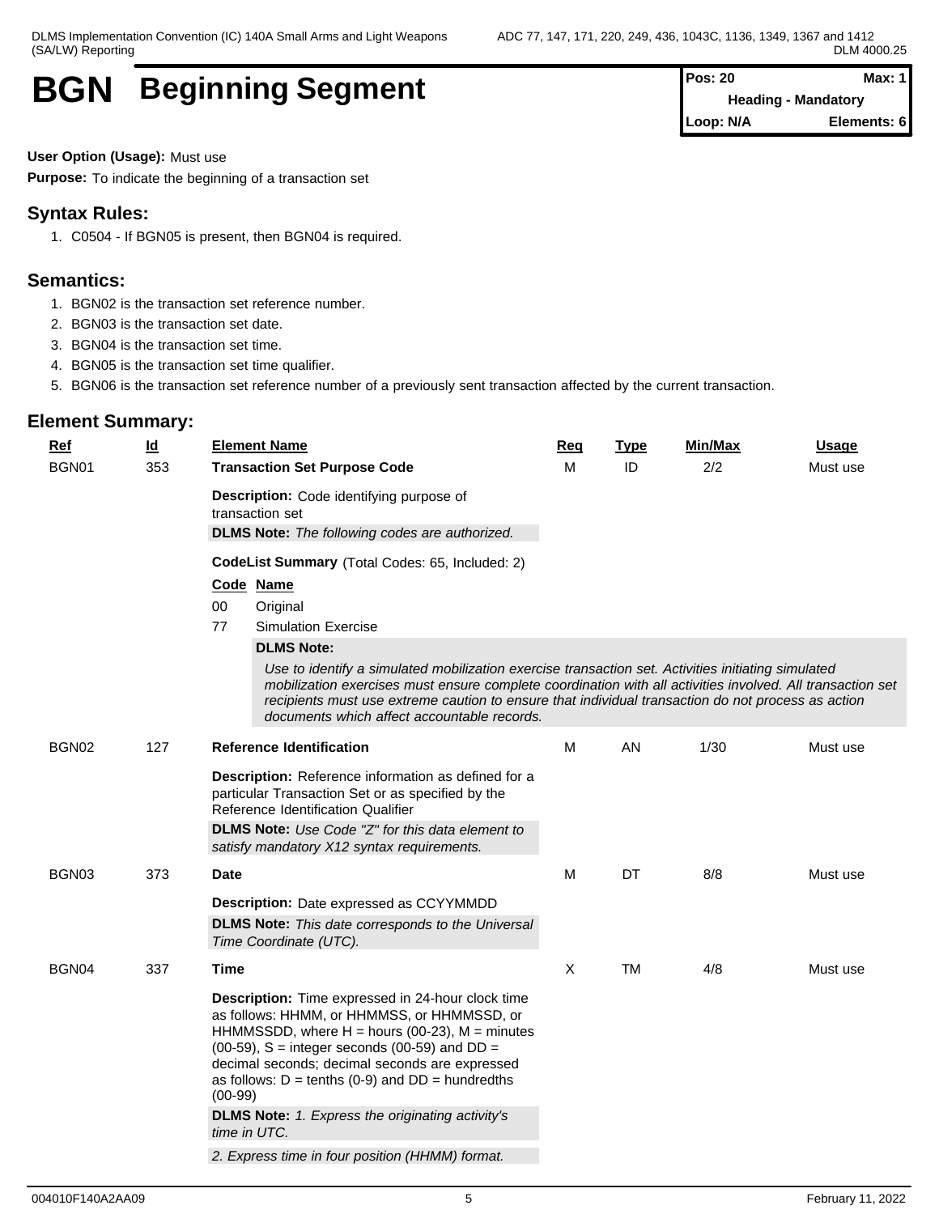# BGN Beginning Segment

| Pos: 20 | Max: 1 |
|---|---|
| Heading - Mandatory | |
| Loop: N/A | Elements: 6 |

**User Option (Usage):** Must use

**Purpose:** To indicate the beginning of a transaction set

## Syntax Rules:

1. C0504 - If BGN05 is present, then BGN04 is required.

## Semantics:

1. BGN02 is the transaction set reference number.
2. BGN03 is the transaction set date.
3. BGN04 is the transaction set time.
4. BGN05 is the transaction set time qualifier.
5. BGN06 is the transaction set reference number of a previously sent transaction affected by the current transaction.

## Element Summary:

| Ref | Id | Element Name | Req | Type | Min/Max | Usage |
|---|---|---|---|---|---|---|
| BGN01 | 353 | **Transaction Set Purpose Code** | M | ID | 2/2 | Must use |
| BGN02 | 127 | **Reference Identification** | M | AN | 1/30 | Must use |
| BGN03 | 373 | **Date** | M | DT | 8/8 | Must use |
| BGN04 | 337 | **Time** | X | TM | 4/8 | Must use |

### BGN01 (353) Transaction Set Purpose Code

**Description:** Code identifying purpose of transaction set

**DLMS Note:** *The following codes are authorized.*

**CodeList Summary** (Total Codes: 65, Included: 2)

| Code | Name |
|---|---|
| 00 | Original |
| 77 | Simulation Exercise |

**DLMS Note:**

*Use to identify a simulated mobilization exercise transaction set. Activities initiating simulated mobilization exercises must ensure complete coordination with all activities involved. All transaction set recipients must use extreme caution to ensure that individual transaction do not process as action documents which affect accountable records.*

### BGN02 (127) Reference Identification

**Description:** Reference information as defined for a particular Transaction Set or as specified by the Reference Identification Qualifier

**DLMS Note:** *Use Code "Z" for this data element to satisfy mandatory X12 syntax requirements.*

### BGN03 (373) Date

**Description:** Date expressed as CCYYMMDD

**DLMS Note:** *This date corresponds to the Universal Time Coordinate (UTC).*

### BGN04 (337) Time

**Description:** Time expressed in 24-hour clock time as follows: HHMM, or HHMMSS, or HHMMSSD, or HHMMSSDD, where H = hours (00-23), M = minutes (00-59), S = integer seconds (00-59) and DD = decimal seconds; decimal seconds are expressed as follows: D = tenths (0-9) and DD = hundredths (00-99)

**DLMS Note:** *1. Express the originating activity's time in UTC.*

*2. Express time in four position (HHMM) format.*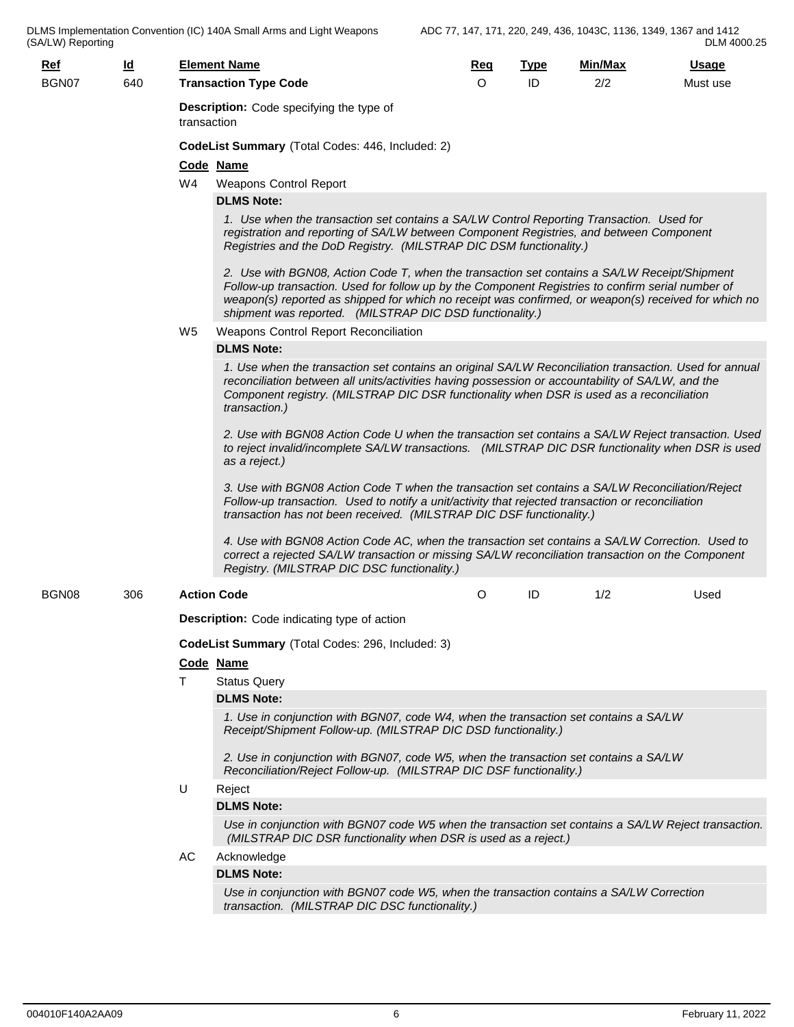| Ref | Id | Element Name | Req | Type | Min/Max | Usage |
|---|---|---|---|---|---|---|
| BGN07 | 640 | **Transaction Type Code** | O | ID | 2/2 | Must use |

**Description:** Code specifying the type of transaction

**CodeList Summary** (Total Codes: 446, Included: 2)

| Code | Name |
|---|---|
| W4 | Weapons Control Report |

**DLMS Note:**

*1. Use when the transaction set contains a SA/LW Control Reporting Transaction. Used for registration and reporting of SA/LW between Component Registries, and between Component Registries and the DoD Registry. (MILSTRAP DIC DSM functionality.)*

*2. Use with BGN08, Action Code T, when the transaction set contains a SA/LW Receipt/Shipment Follow-up transaction. Used for follow up by the Component Registries to confirm serial number of weapon(s) reported as shipped for which no receipt was confirmed, or weapon(s) received for which no shipment was reported. (MILSTRAP DIC DSD functionality.)*

| Code | Name |
|---|---|
| W5 | Weapons Control Report Reconciliation |

**DLMS Note:**

*1. Use when the transaction set contains an original SA/LW Reconciliation transaction. Used for annual reconciliation between all units/activities having possession or accountability of SA/LW, and the Component registry. (MILSTRAP DIC DSR functionality when DSR is used as a reconciliation transaction.)*

*2. Use with BGN08 Action Code U when the transaction set contains a SA/LW Reject transaction. Used to reject invalid/incomplete SA/LW transactions. (MILSTRAP DIC DSR functionality when DSR is used as a reject.)*

*3. Use with BGN08 Action Code T when the transaction set contains a SA/LW Reconciliation/Reject Follow-up transaction. Used to notify a unit/activity that rejected transaction or reconciliation transaction has not been received. (MILSTRAP DIC DSF functionality.)*

*4. Use with BGN08 Action Code AC, when the transaction set contains a SA/LW Correction. Used to correct a rejected SA/LW transaction or missing SA/LW reconciliation transaction on the Component Registry. (MILSTRAP DIC DSC functionality.)*

| Ref | Id | Element Name | Req | Type | Min/Max | Usage |
|---|---|---|---|---|---|---|
| BGN08 | 306 | **Action Code** | O | ID | 1/2 | Used |

**Description:** Code indicating type of action

**CodeList Summary** (Total Codes: 296, Included: 3)

| Code | Name |
|---|---|
| T | Status Query |

**DLMS Note:**

*1. Use in conjunction with BGN07, code W4, when the transaction set contains a SA/LW Receipt/Shipment Follow-up. (MILSTRAP DIC DSD functionality.)*

*2. Use in conjunction with BGN07, code W5, when the transaction set contains a SA/LW Reconciliation/Reject Follow-up. (MILSTRAP DIC DSF functionality.)*

| Code | Name |
|---|---|
| U | Reject |

**DLMS Note:**

*Use in conjunction with BGN07 code W5 when the transaction set contains a SA/LW Reject transaction. (MILSTRAP DIC DSR functionality when DSR is used as a reject.)*

| Code | Name |
|---|---|
| AC | Acknowledge |

**DLMS Note:**

*Use in conjunction with BGN07 code W5, when the transaction contains a SA/LW Correction transaction. (MILSTRAP DIC DSC functionality.)*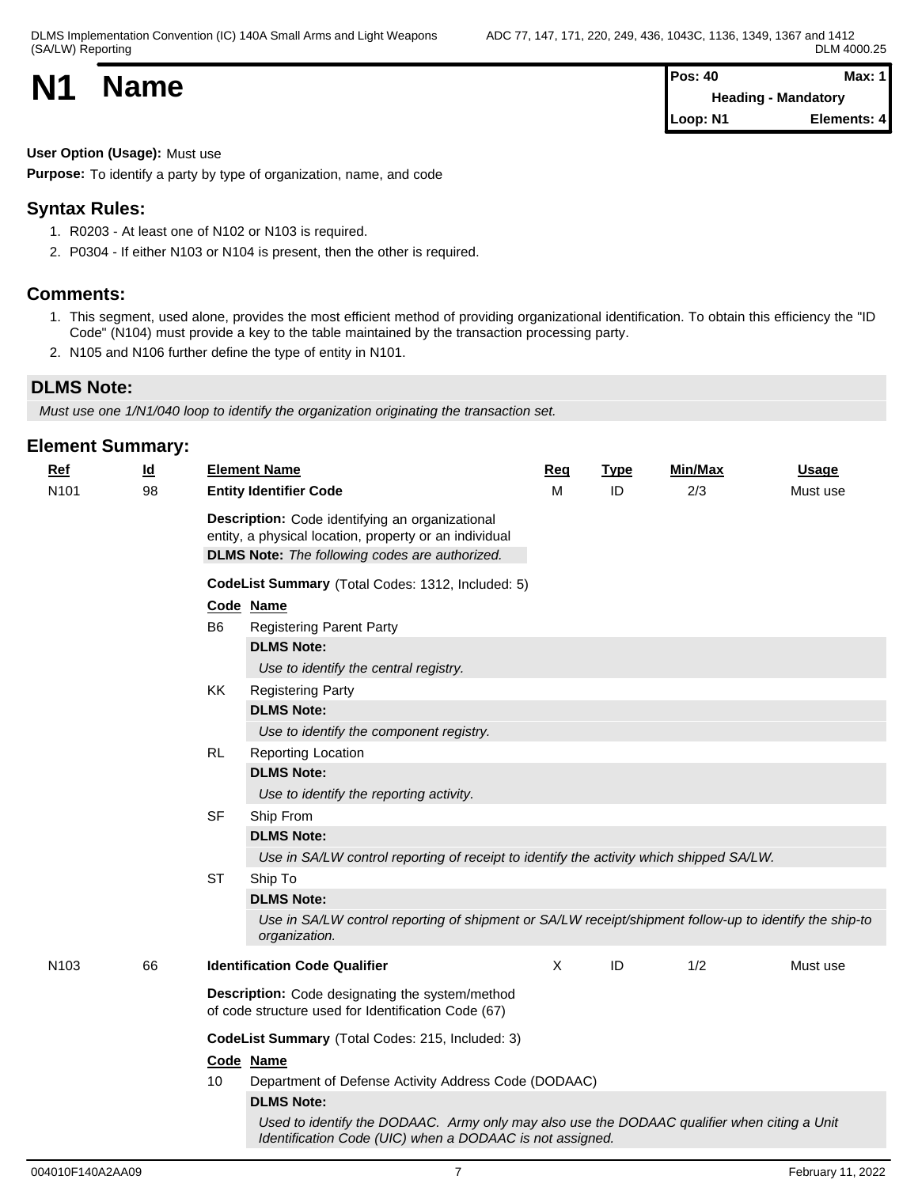# N1 Name

| Pos: 40 | Max: 1 |
|---|---|
| Heading - Mandatory | |
| Loop: N1 | Elements: 4 |

**User Option (Usage):** Must use

**Purpose:** To identify a party by type of organization, name, and code

## Syntax Rules:

1. R0203 - At least one of N102 or N103 is required.
2. P0304 - If either N103 or N104 is present, then the other is required.

## Comments:

1. This segment, used alone, provides the most efficient method of providing organizational identification. To obtain this efficiency the "ID Code" (N104) must provide a key to the table maintained by the transaction processing party.
2. N105 and N106 further define the type of entity in N101.

## DLMS Note:

*Must use one 1/N1/040 loop to identify the organization originating the transaction set.*

## Element Summary:

| Ref | Id | Element Name | Req | Type | Min/Max | Usage |
|---|---|---|---|---|---|---|
| N101 | 98 | **Entity Identifier Code** | M | ID | 2/3 | Must use |

**Description:** Code identifying an organizational entity, a physical location, property or an individual

**DLMS Note:** *The following codes are authorized.*

**CodeList Summary** (Total Codes: 1312, Included: 5)

| Code | Name |
|---|---|
| B6 | Registering Parent Party<br>**DLMS Note:**<br>*Use to identify the central registry.* |
| KK | Registering Party<br>**DLMS Note:**<br>*Use to identify the component registry.* |
| RL | Reporting Location<br>**DLMS Note:**<br>*Use to identify the reporting activity.* |
| SF | Ship From<br>**DLMS Note:**<br>*Use in SA/LW control reporting of receipt to identify the activity which shipped SA/LW.* |
| ST | Ship To<br>**DLMS Note:**<br>*Use in SA/LW control reporting of shipment or SA/LW receipt/shipment follow-up to identify the ship-to organization.* |

| Ref | Id | Element Name | Req | Type | Min/Max | Usage |
|---|---|---|---|---|---|---|
| N103 | 66 | **Identification Code Qualifier** | X | ID | 1/2 | Must use |

**Description:** Code designating the system/method of code structure used for Identification Code (67)

**CodeList Summary** (Total Codes: 215, Included: 3)

| Code | Name |
|---|---|
| 10 | Department of Defense Activity Address Code (DODAAC)<br>**DLMS Note:**<br>*Used to identify the DODAAC. Army only may also use the DODAAC qualifier when citing a Unit Identification Code (UIC) when a DODAAC is not assigned.* |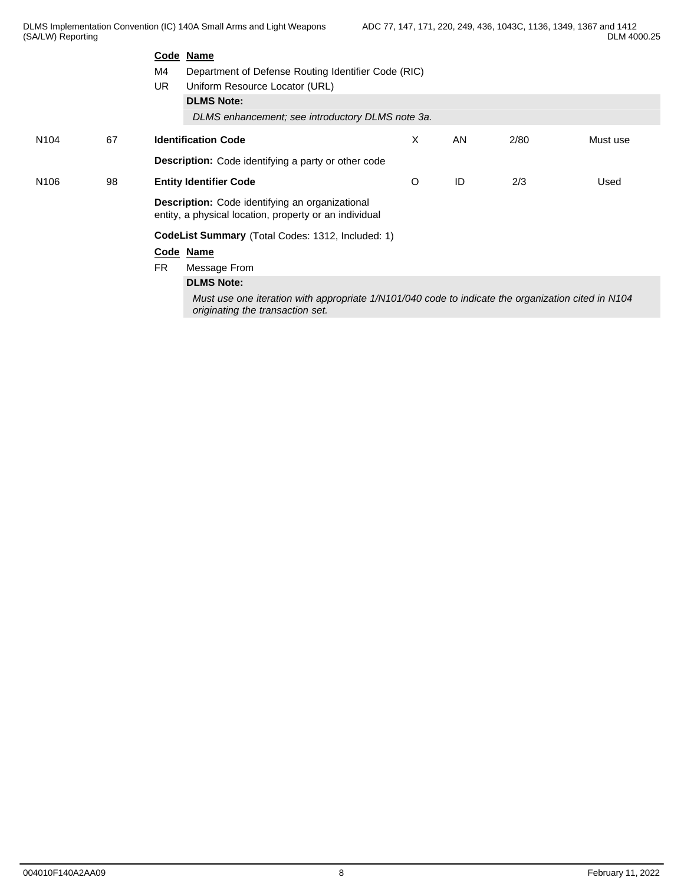| Code | Name |
|---|---|
| M4 | Department of Defense Routing Identifier Code (RIC) |
| UR | Uniform Resource Locator (URL) |

**DLMS Note:**

*DLMS enhancement; see introductory DLMS note 3a.*

| N104 | 67 | **Identification Code** | X | AN | 2/80 | Must use |
|---|---|---|---|---|---|---|

**Description:** Code identifying a party or other code

| N106 | 98 | **Entity Identifier Code** | O | ID | 2/3 | Used |
|---|---|---|---|---|---|---|

**Description:** Code identifying an organizational entity, a physical location, property or an individual

**CodeList Summary** (Total Codes: 1312, Included: 1)

| Code | Name |
|---|---|
| FR | Message From |

**DLMS Note:**

*Must use one iteration with appropriate 1/N101/040 code to indicate the organization cited in N104 originating the transaction set.*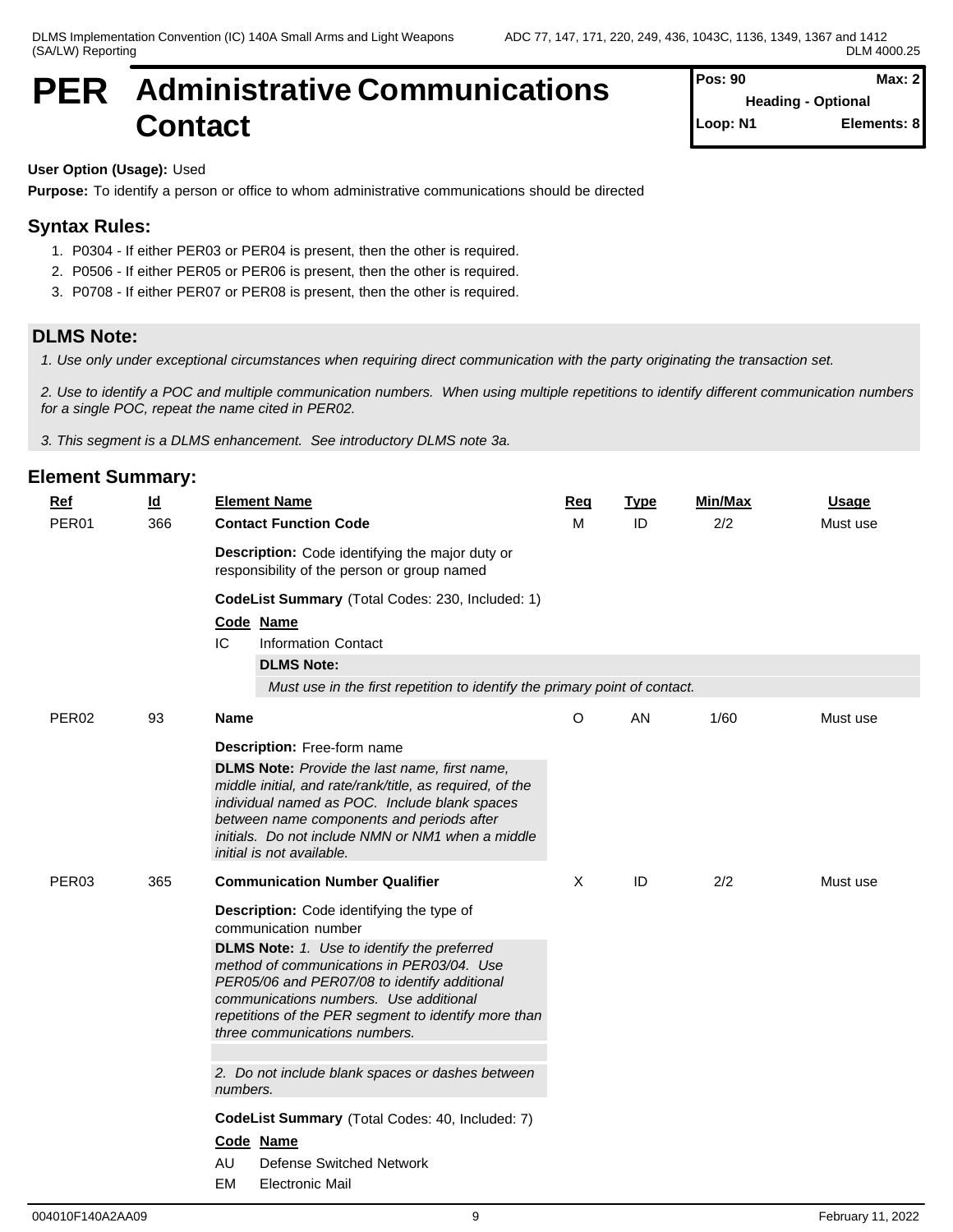# PER Administrative Communications Contact

| Pos: 90 | Max: 2 |
|---|---|
| Heading - Optional | |
| Loop: N1 | Elements: 8 |

**User Option (Usage):** Used

**Purpose:** To identify a person or office to whom administrative communications should be directed

## Syntax Rules:

1. P0304 - If either PER03 or PER04 is present, then the other is required.
2. P0506 - If either PER05 or PER06 is present, then the other is required.
3. P0708 - If either PER07 or PER08 is present, then the other is required.

## DLMS Note:

*1. Use only under exceptional circumstances when requiring direct communication with the party originating the transaction set.*

*2. Use to identify a POC and multiple communication numbers. When using multiple repetitions to identify different communication numbers for a single POC, repeat the name cited in PER02.*

*3. This segment is a DLMS enhancement. See introductory DLMS note 3a.*

## Element Summary:

| Ref | Id | Element Name | Req | Type | Min/Max | Usage |
|---|---|---|---|---|---|---|
| PER01 | 366 | **Contact Function Code** | M | ID | 2/2 | Must use |

**Description:** Code identifying the major duty or responsibility of the person or group named

**CodeList Summary** (Total Codes: 230, Included: 1)

| Code | Name |
|---|---|
| IC | Information Contact |

**DLMS Note:**

*Must use in the first repetition to identify the primary point of contact.*

| Ref | Id | Element Name | Req | Type | Min/Max | Usage |
|---|---|---|---|---|---|---|
| PER02 | 93 | **Name** | O | AN | 1/60 | Must use |

**Description:** Free-form name

**DLMS Note:** *Provide the last name, first name, middle initial, and rate/rank/title, as required, of the individual named as POC. Include blank spaces between name components and periods after initials. Do not include NMN or NM1 when a middle initial is not available.*

| Ref | Id | Element Name | Req | Type | Min/Max | Usage |
|---|---|---|---|---|---|---|
| PER03 | 365 | **Communication Number Qualifier** | X | ID | 2/2 | Must use |

**Description:** Code identifying the type of communication number

**DLMS Note:** *1. Use to identify the preferred method of communications in PER03/04. Use PER05/06 and PER07/08 to identify additional communications numbers. Use additional repetitions of the PER segment to identify more than three communications numbers.*

*2. Do not include blank spaces or dashes between numbers.*

**CodeList Summary** (Total Codes: 40, Included: 7)

| Code | Name |
|---|---|
| AU | Defense Switched Network |
| EM | Electronic Mail |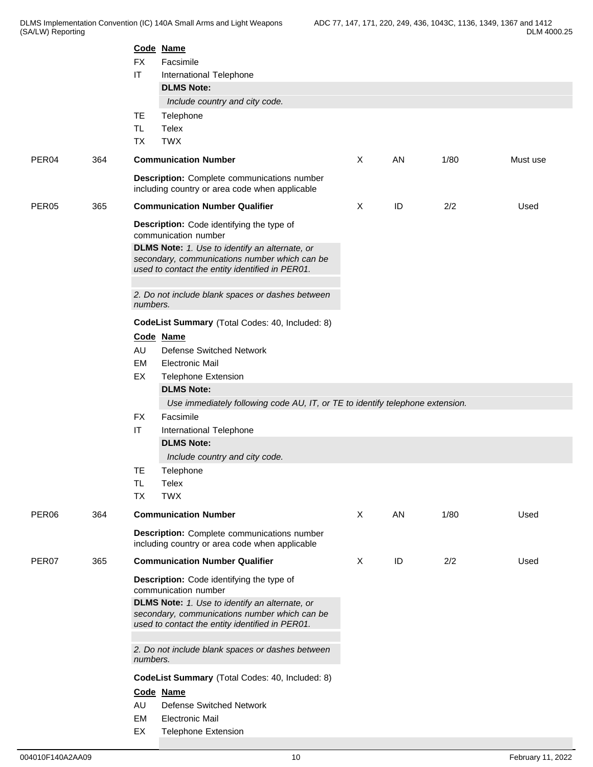| Code | Name |
|---|---|
| FX | Facsimile |
| IT | International Telephone |
| | **DLMS Note:** *Include country and city code.* |
| TE | Telephone |
| TL | Telex |
| TX | TWX |

| | | | | | | |
|---|---|---|---|---|---|---|
| PER04 | 364 | **Communication Number** | X | AN | 1/80 | Must use |

**Description:** Complete communications number including country or area code when applicable

| | | | | | | |
|---|---|---|---|---|---|---|
| PER05 | 365 | **Communication Number Qualifier** | X | ID | 2/2 | Used |

**Description:** Code identifying the type of communication number

**DLMS Note:** *1. Use to identify an alternate, or secondary, communications number which can be used to contact the entity identified in PER01.*

*2. Do not include blank spaces or dashes between numbers.*

**CodeList Summary** (Total Codes: 40, Included: 8)

| Code | Name |
|---|---|
| AU | Defense Switched Network |
| EM | Electronic Mail |
| EX | Telephone Extension |
| | **DLMS Note:** *Use immediately following code AU, IT, or TE to identify telephone extension.* |
| FX | Facsimile |
| IT | International Telephone |
| | **DLMS Note:** *Include country and city code.* |
| TE | Telephone |
| TL | Telex |
| TX | TWX |

| | | | | | | |
|---|---|---|---|---|---|---|
| PER06 | 364 | **Communication Number** | X | AN | 1/80 | Used |

**Description:** Complete communications number including country or area code when applicable

| | | | | | | |
|---|---|---|---|---|---|---|
| PER07 | 365 | **Communication Number Qualifier** | X | ID | 2/2 | Used |

**Description:** Code identifying the type of communication number

**DLMS Note:** *1. Use to identify an alternate, or secondary, communications number which can be used to contact the entity identified in PER01.*

*2. Do not include blank spaces or dashes between numbers.*

**CodeList Summary** (Total Codes: 40, Included: 8)

| Code | Name |
|---|---|
| AU | Defense Switched Network |
| EM | Electronic Mail |
| EX | Telephone Extension |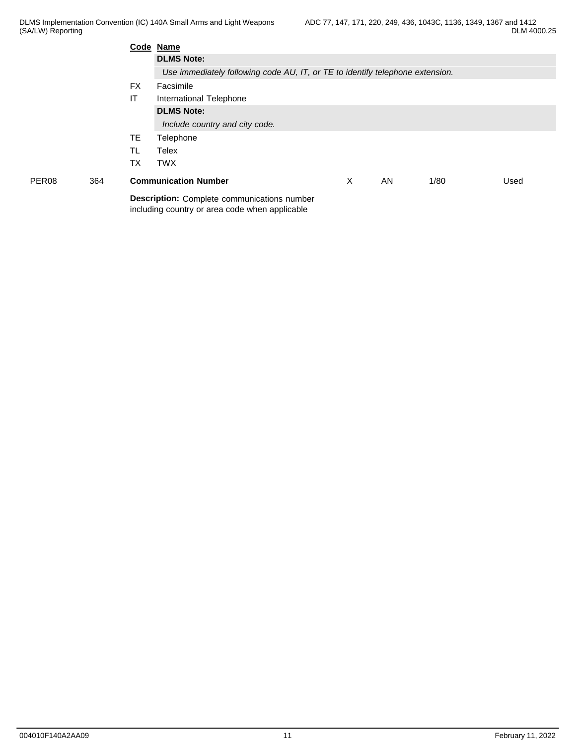| | | Code | Name | | | | |
|---|---|---|---|---|---|---|---|
| | | | **DLMS Note:** | | | | |
| | | | *Use immediately following code AU, IT, or TE to identify telephone extension.* | | | | |
| | | FX | Facsimile | | | | |
| | | IT | International Telephone | | | | |
| | | | **DLMS Note:** | | | | |
| | | | *Include country and city code.* | | | | |
| | | TE | Telephone | | | | |
| | | TL | Telex | | | | |
| | | TX | TWX | | | | |
| PER08 | 364 | | **Communication Number** | X | AN | 1/80 | Used |

**Description:** Complete communications number including country or area code when applicable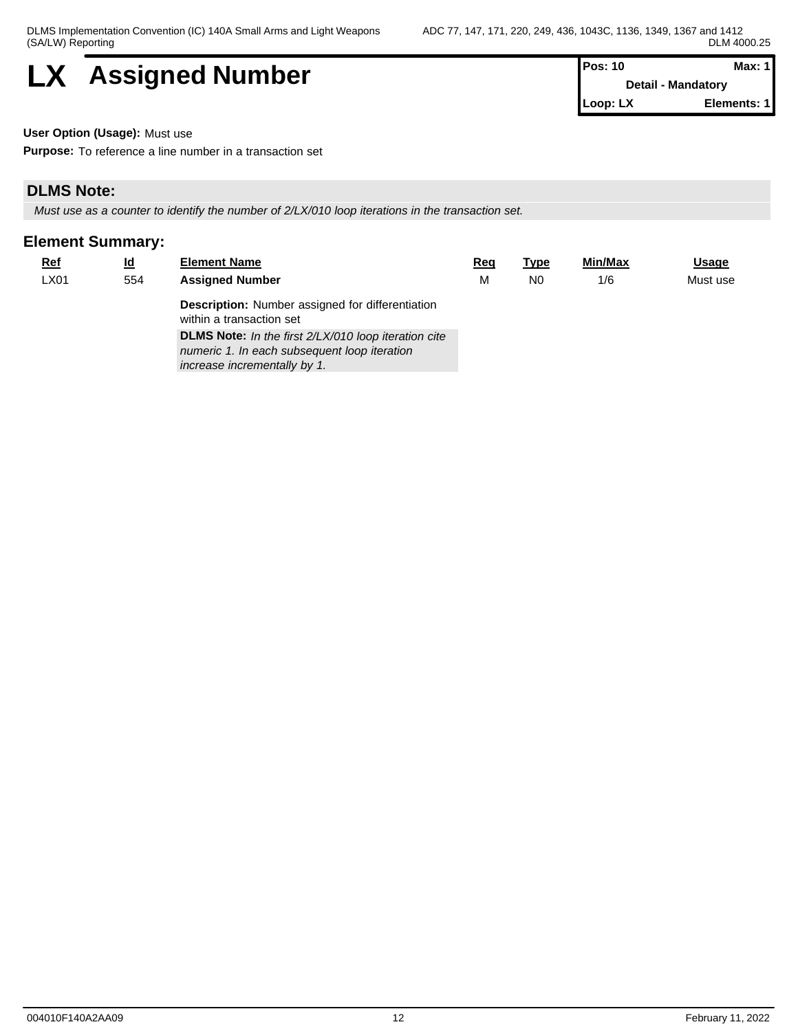# LX Assigned Number

| Pos: 10 | Max: 1 |
|---|---|
| Detail - Mandatory | |
| Loop: LX | Elements: 1 |

**User Option (Usage):** Must use

**Purpose:** To reference a line number in a transaction set

## DLMS Note:

*Must use as a counter to identify the number of 2/LX/010 loop iterations in the transaction set.*

## Element Summary:

| Ref | Id | Element Name | Req | Type | Min/Max | Usage |
|---|---|---|---|---|---|---|
| LX01 | 554 | **Assigned Number**<br><br>**Description:** Number assigned for differentiation within a transaction set<br><br>**DLMS Note:** *In the first 2/LX/010 loop iteration cite numeric 1. In each subsequent loop iteration increase incrementally by 1.* | M | N0 | 1/6 | Must use |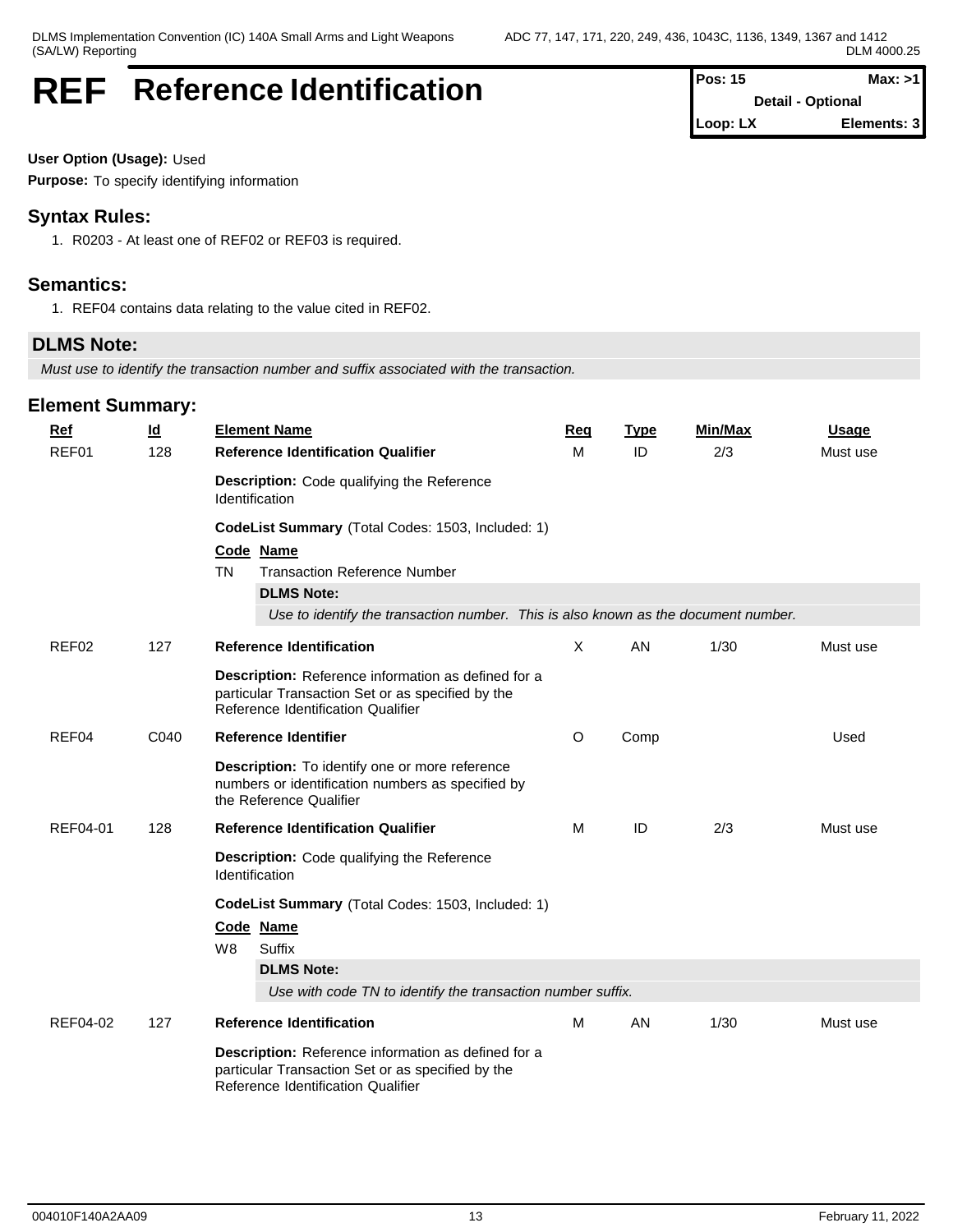# REF Reference Identification

| Pos: 15 | Max: >1 |
|---|---|
| Detail - Optional | |
| Loop: LX | Elements: 3 |

**User Option (Usage):** Used

**Purpose:** To specify identifying information

## Syntax Rules:

1. R0203 - At least one of REF02 or REF03 is required.

## Semantics:

1. REF04 contains data relating to the value cited in REF02.

## DLMS Note:

*Must use to identify the transaction number and suffix associated with the transaction.*

## Element Summary:

| Ref | Id | Element Name | Req | Type | Min/Max | Usage |
|---|---|---|---|---|---|---|
| REF01 | 128 | **Reference Identification Qualifier** | M | ID | 2/3 | Must use |
| | | **Description:** Code qualifying the Reference Identification | | | | |
| | | **CodeList Summary** (Total Codes: 1503, Included: 1) | | | | |
| | | **Code** **Name** | | | | |
| | | TN Transaction Reference Number | | | | |
| | | **DLMS Note:** *Use to identify the transaction number. This is also known as the document number.* | | | | |
| REF02 | 127 | **Reference Identification** | X | AN | 1/30 | Must use |
| | | **Description:** Reference information as defined for a particular Transaction Set or as specified by the Reference Identification Qualifier | | | | |
| REF04 | C040 | **Reference Identifier** | O | Comp | | Used |
| | | **Description:** To identify one or more reference numbers or identification numbers as specified by the Reference Qualifier | | | | |
| REF04-01 | 128 | **Reference Identification Qualifier** | M | ID | 2/3 | Must use |
| | | **Description:** Code qualifying the Reference Identification | | | | |
| | | **CodeList Summary** (Total Codes: 1503, Included: 1) | | | | |
| | | **Code** **Name** | | | | |
| | | W8 Suffix | | | | |
| | | **DLMS Note:** *Use with code TN to identify the transaction number suffix.* | | | | |
| REF04-02 | 127 | **Reference Identification** | M | AN | 1/30 | Must use |
| | | **Description:** Reference information as defined for a particular Transaction Set or as specified by the Reference Identification Qualifier | | | | |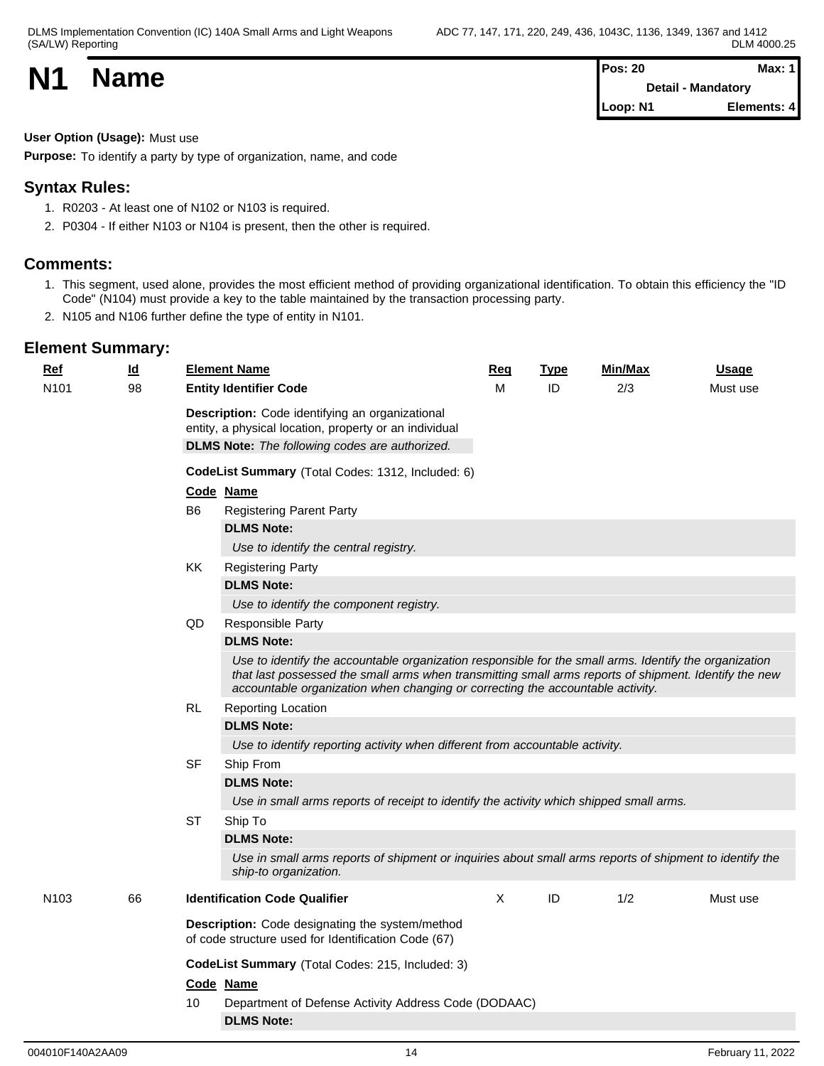# N1 Name

| Pos: 20 | Max: 1 |
|---|---|
| Detail - Mandatory | |
| Loop: N1 | Elements: 4 |

**User Option (Usage):** Must use

**Purpose:** To identify a party by type of organization, name, and code

## Syntax Rules:

1. R0203 - At least one of N102 or N103 is required.
2. P0304 - If either N103 or N104 is present, then the other is required.

## Comments:

1. This segment, used alone, provides the most efficient method of providing organizational identification. To obtain this efficiency the "ID Code" (N104) must provide a key to the table maintained by the transaction processing party.
2. N105 and N106 further define the type of entity in N101.

## Element Summary:

| Ref | Id | Element Name | Req | Type | Min/Max | Usage |
|---|---|---|---|---|---|---|
| N101 | 98 | **Entity Identifier Code** | M | ID | 2/3 | Must use |

**Description:** Code identifying an organizational entity, a physical location, property or an individual

**DLMS Note:** *The following codes are authorized.*

**CodeList Summary** (Total Codes: 1312, Included: 6)

| Code | Name |
|---|---|
| B6 | Registering Parent Party<br>**DLMS Note:**<br>*Use to identify the central registry.* |
| KK | Registering Party<br>**DLMS Note:**<br>*Use to identify the component registry.* |
| QD | Responsible Party<br>**DLMS Note:**<br>*Use to identify the accountable organization responsible for the small arms. Identify the organization that last possessed the small arms when transmitting small arms reports of shipment. Identify the new accountable organization when changing or correcting the accountable activity.* |
| RL | Reporting Location<br>**DLMS Note:**<br>*Use to identify reporting activity when different from accountable activity.* |
| SF | Ship From<br>**DLMS Note:**<br>*Use in small arms reports of receipt to identify the activity which shipped small arms.* |
| ST | Ship To<br>**DLMS Note:**<br>*Use in small arms reports of shipment or inquiries about small arms reports of shipment to identify the ship-to organization.* |

| Ref | Id | Element Name | Req | Type | Min/Max | Usage |
|---|---|---|---|---|---|---|
| N103 | 66 | **Identification Code Qualifier** | X | ID | 1/2 | Must use |

**Description:** Code designating the system/method of code structure used for Identification Code (67)

**CodeList Summary** (Total Codes: 215, Included: 3)

| Code | Name |
|---|---|
| 10 | Department of Defense Activity Address Code (DODAAC)<br>**DLMS Note:** |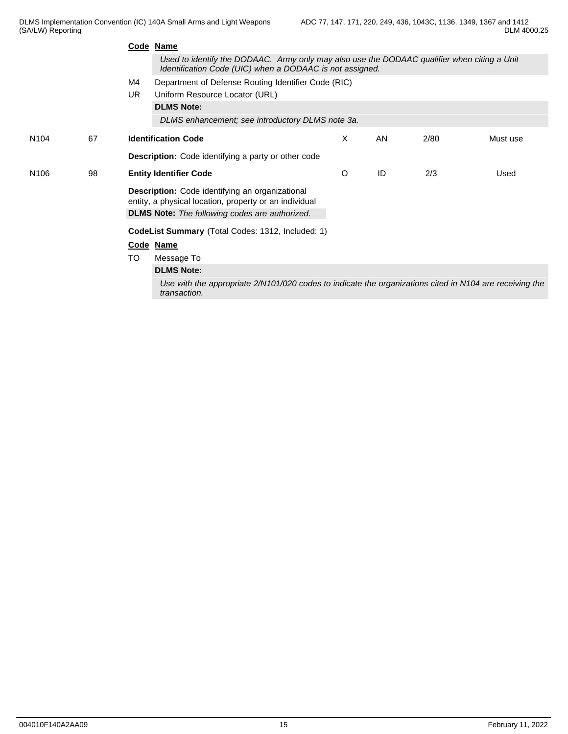**Code Name**

*Used to identify the DODAAC. Army only may also use the DODAAC qualifier when citing a Unit Identification Code (UIC) when a DODAAC is not assigned.*

M4 Department of Defense Routing Identifier Code (RIC)

UR Uniform Resource Locator (URL)

**DLMS Note:**

*DLMS enhancement; see introductory DLMS note 3a.*

| | | | | | | |
|---|---|---|---|---|---|---|
| N104 | 67 | **Identification Code** | X | AN | 2/80 | Must use |

**Description:** Code identifying a party or other code

| | | | | | | |
|---|---|---|---|---|---|---|
| N106 | 98 | **Entity Identifier Code** | O | ID | 2/3 | Used |

**Description:** Code identifying an organizational entity, a physical location, property or an individual

**DLMS Note:** *The following codes are authorized.*

**CodeList Summary** (Total Codes: 1312, Included: 1)

**Code Name**

TO Message To

**DLMS Note:**

*Use with the appropriate 2/N101/020 codes to indicate the organizations cited in N104 are receiving the transaction.*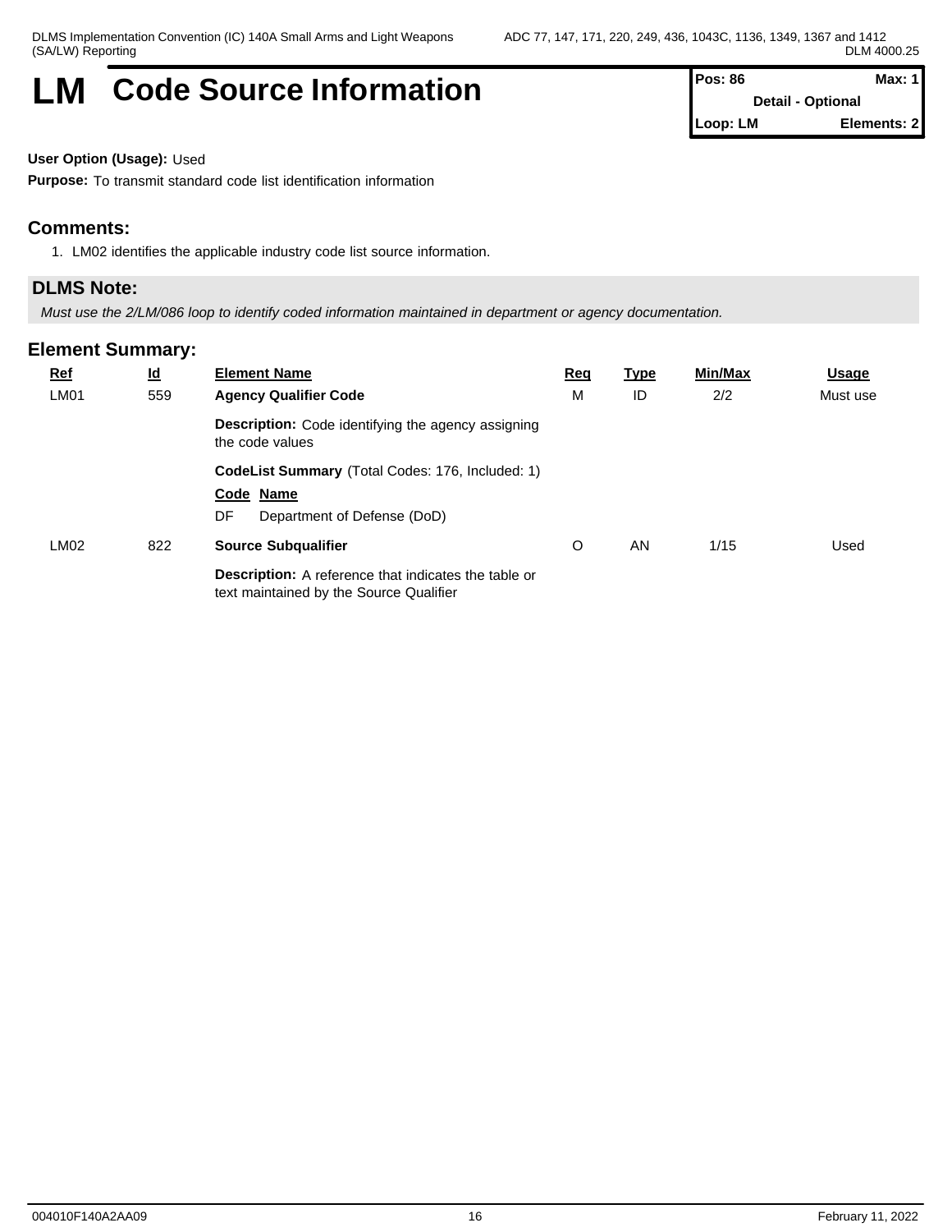# LM Code Source Information

| Pos: 86 | Max: 1 |
|---|---|
| Detail - Optional | |
| Loop: LM | Elements: 2 |

**User Option (Usage):** Used

**Purpose:** To transmit standard code list identification information

## Comments:

1. LM02 identifies the applicable industry code list source information.

## DLMS Note:

*Must use the 2/LM/086 loop to identify coded information maintained in department or agency documentation.*

## Element Summary:

| Ref | Id | Element Name | Req | Type | Min/Max | Usage |
|---|---|---|---|---|---|---|
| LM01 | 559 | **Agency Qualifier Code** | M | ID | 2/2 | Must use |
| | | **Description:** Code identifying the agency assigning the code values | | | | |
| | | **CodeList Summary** (Total Codes: 176, Included: 1) | | | | |
| | | **Code Name** | | | | |
| | | DF Department of Defense (DoD) | | | | |
| LM02 | 822 | **Source Subqualifier** | O | AN | 1/15 | Used |
| | | **Description:** A reference that indicates the table or text maintained by the Source Qualifier | | | | |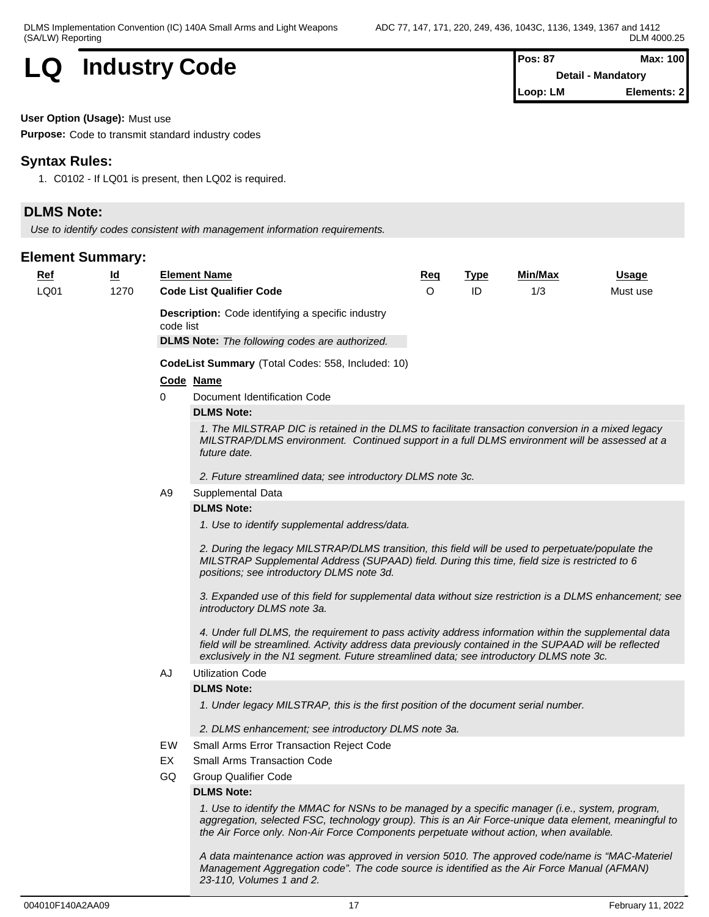# LQ Industry Code

| Pos: 87 | Max: 100 |
|---|---|
| Detail - Mandatory | |
| Loop: LM | Elements: 2 |

**User Option (Usage):** Must use

**Purpose:** Code to transmit standard industry codes

## Syntax Rules:

1. C0102 - If LQ01 is present, then LQ02 is required.

## DLMS Note:

*Use to identify codes consistent with management information requirements.*

## Element Summary:

| Ref | Id | Element Name | Req | Type | Min/Max | Usage |
|---|---|---|---|---|---|---|
| LQ01 | 1270 | **Code List Qualifier Code** | O | ID | 1/3 | Must use |

**Description:** Code identifying a specific industry code list

**DLMS Note:** *The following codes are authorized.*

**CodeList Summary** (Total Codes: 558, Included: 10)

| Code | Name |
|---|---|
| 0 | Document Identification Code |

**DLMS Note:**

*1. The MILSTRAP DIC is retained in the DLMS to facilitate transaction conversion in a mixed legacy MILSTRAP/DLMS environment. Continued support in a full DLMS environment will be assessed at a future date.*

*2. Future streamlined data; see introductory DLMS note 3c.*

| Code | Name |
|---|---|
| A9 | Supplemental Data |

**DLMS Note:**

*1. Use to identify supplemental address/data.*

*2. During the legacy MILSTRAP/DLMS transition, this field will be used to perpetuate/populate the MILSTRAP Supplemental Address (SUPAAD) field. During this time, field size is restricted to 6 positions; see introductory DLMS note 3d.*

*3. Expanded use of this field for supplemental data without size restriction is a DLMS enhancement; see introductory DLMS note 3a.*

*4. Under full DLMS, the requirement to pass activity address information within the supplemental data field will be streamlined. Activity address data previously contained in the SUPAAD will be reflected exclusively in the N1 segment. Future streamlined data; see introductory DLMS note 3c.*

| Code | Name |
|---|---|
| AJ | Utilization Code |

**DLMS Note:**

*1. Under legacy MILSTRAP, this is the first position of the document serial number.*

*2. DLMS enhancement; see introductory DLMS note 3a.*

| Code | Name |
|---|---|
| EW | Small Arms Error Transaction Reject Code |
| EX | Small Arms Transaction Code |
| GQ | Group Qualifier Code |

**DLMS Note:**

*1. Use to identify the MMAC for NSNs to be managed by a specific manager (i.e., system, program, aggregation, selected FSC, technology group). This is an Air Force-unique data element, meaningful to the Air Force only. Non-Air Force Components perpetuate without action, when available.*

*A data maintenance action was approved in version 5010. The approved code/name is "MAC-Materiel Management Aggregation code". The code source is identified as the Air Force Manual (AFMAN) 23-110, Volumes 1 and 2.*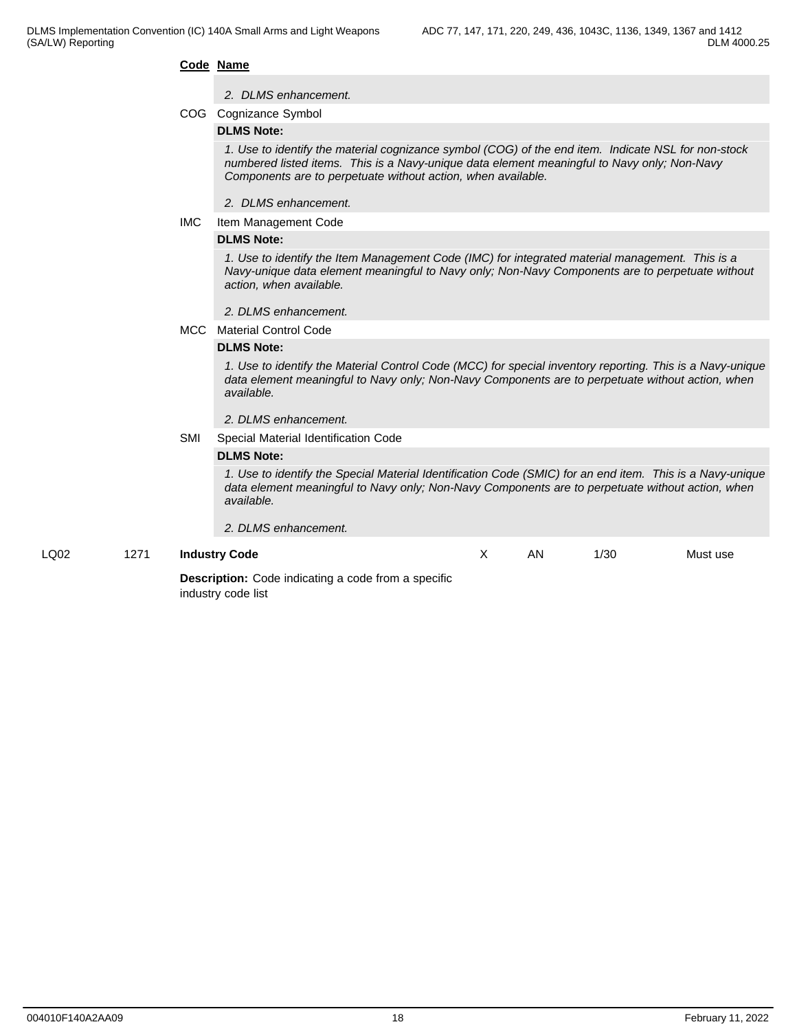**Code** **Name**

*2. DLMS enhancement.*

COG Cognizance Symbol

**DLMS Note:**

*1. Use to identify the material cognizance symbol (COG) of the end item. Indicate NSL for non-stock numbered listed items. This is a Navy-unique data element meaningful to Navy only; Non-Navy Components are to perpetuate without action, when available.*

*2. DLMS enhancement.*

IMC Item Management Code

**DLMS Note:**

*1. Use to identify the Item Management Code (IMC) for integrated material management. This is a Navy-unique data element meaningful to Navy only; Non-Navy Components are to perpetuate without action, when available.*

*2. DLMS enhancement.*

MCC Material Control Code

**DLMS Note:**

*1. Use to identify the Material Control Code (MCC) for special inventory reporting. This is a Navy-unique data element meaningful to Navy only; Non-Navy Components are to perpetuate without action, when available.*

*2. DLMS enhancement.*

SMI Special Material Identification Code

**DLMS Note:**

*1. Use to identify the Special Material Identification Code (SMIC) for an end item. This is a Navy-unique data element meaningful to Navy only; Non-Navy Components are to perpetuate without action, when available.*

*2. DLMS enhancement.*

| LQ02 | 1271 | **Industry Code** | X | AN | 1/30 | Must use |
|---|---|---|---|---|---|---|

**Description:** Code indicating a code from a specific industry code list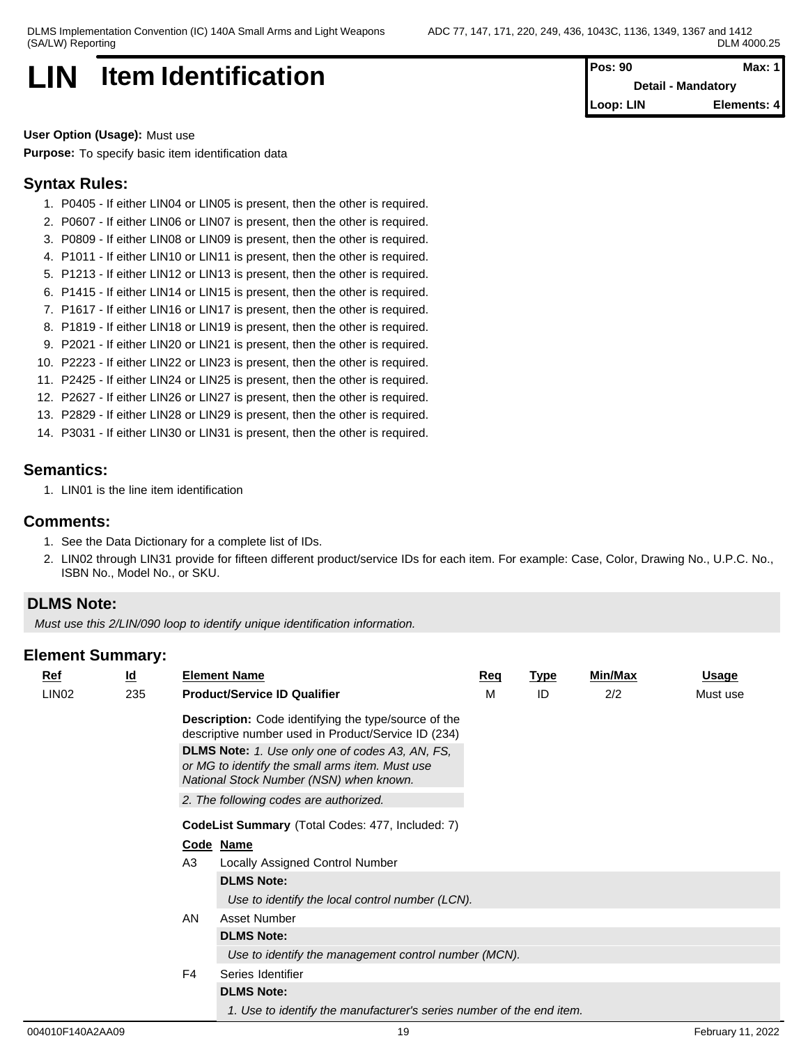# LIN Item Identification

| Pos: 90 | Max: 1 |
|---|---|
| Detail - Mandatory | |
| Loop: LIN | Elements: 4 |

**User Option (Usage):** Must use

**Purpose:** To specify basic item identification data

## Syntax Rules:

1. P0405 - If either LIN04 or LIN05 is present, then the other is required.
2. P0607 - If either LIN06 or LIN07 is present, then the other is required.
3. P0809 - If either LIN08 or LIN09 is present, then the other is required.
4. P1011 - If either LIN10 or LIN11 is present, then the other is required.
5. P1213 - If either LIN12 or LIN13 is present, then the other is required.
6. P1415 - If either LIN14 or LIN15 is present, then the other is required.
7. P1617 - If either LIN16 or LIN17 is present, then the other is required.
8. P1819 - If either LIN18 or LIN19 is present, then the other is required.
9. P2021 - If either LIN20 or LIN21 is present, then the other is required.
10. P2223 - If either LIN22 or LIN23 is present, then the other is required.
11. P2425 - If either LIN24 or LIN25 is present, then the other is required.
12. P2627 - If either LIN26 or LIN27 is present, then the other is required.
13. P2829 - If either LIN28 or LIN29 is present, then the other is required.
14. P3031 - If either LIN30 or LIN31 is present, then the other is required.

## Semantics:

1. LIN01 is the line item identification

## Comments:

1. See the Data Dictionary for a complete list of IDs.
2. LIN02 through LIN31 provide for fifteen different product/service IDs for each item. For example: Case, Color, Drawing No., U.P.C. No., ISBN No., Model No., or SKU.

## DLMS Note:

*Must use this 2/LIN/090 loop to identify unique identification information.*

## Element Summary:

| Ref | Id | Element Name | Req | Type | Min/Max | Usage |
|---|---|---|---|---|---|---|
| LIN02 | 235 | **Product/Service ID Qualifier** | M | ID | 2/2 | Must use |

**Description:** Code identifying the type/source of the descriptive number used in Product/Service ID (234)

**DLMS Note:** *1. Use only one of codes A3, AN, FS, or MG to identify the small arms item. Must use National Stock Number (NSN) when known.*

*2. The following codes are authorized.*

**CodeList Summary** (Total Codes: 477, Included: 7)

| Code | Name |
|---|---|
| A3 | Locally Assigned Control Number |
| | **DLMS Note:** *Use to identify the local control number (LCN).* |
| AN | Asset Number |
| | **DLMS Note:** *Use to identify the management control number (MCN).* |
| F4 | Series Identifier |
| | **DLMS Note:** *1. Use to identify the manufacturer's series number of the end item.* |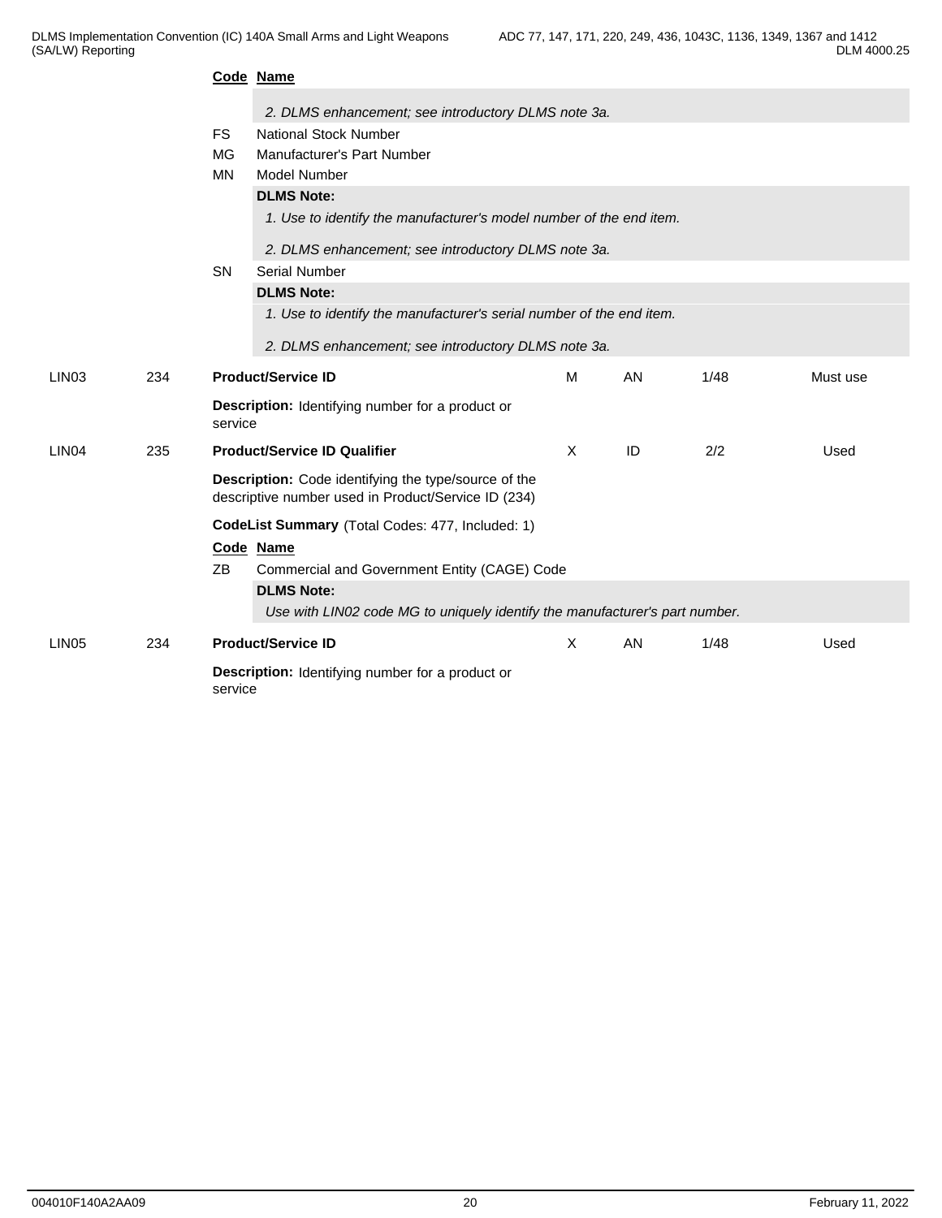**Code Name**

*2. DLMS enhancement; see introductory DLMS note 3a.*

FS National Stock Number

MG Manufacturer's Part Number

MN Model Number

**DLMS Note:**

*1. Use to identify the manufacturer's model number of the end item.*

*2. DLMS enhancement; see introductory DLMS note 3a.*

SN Serial Number

**DLMS Note:**

*1. Use to identify the manufacturer's serial number of the end item.*

*2. DLMS enhancement; see introductory DLMS note 3a.*

| LIN03 | 234 | **Product/Service ID** | M | AN | 1/48 | Must use |
|---|---|---|---|---|---|---|

**Description:** Identifying number for a product or service

| LIN04 | 235 | **Product/Service ID Qualifier** | X | ID | 2/2 | Used |
|---|---|---|---|---|---|---|

**Description:** Code identifying the type/source of the descriptive number used in Product/Service ID (234)

**CodeList Summary** (Total Codes: 477, Included: 1)

**Code Name**

ZB Commercial and Government Entity (CAGE) Code

**DLMS Note:**

*Use with LIN02 code MG to uniquely identify the manufacturer's part number.*

| LIN05 | 234 | **Product/Service ID** | X | AN | 1/48 | Used |
|---|---|---|---|---|---|---|

**Description:** Identifying number for a product or service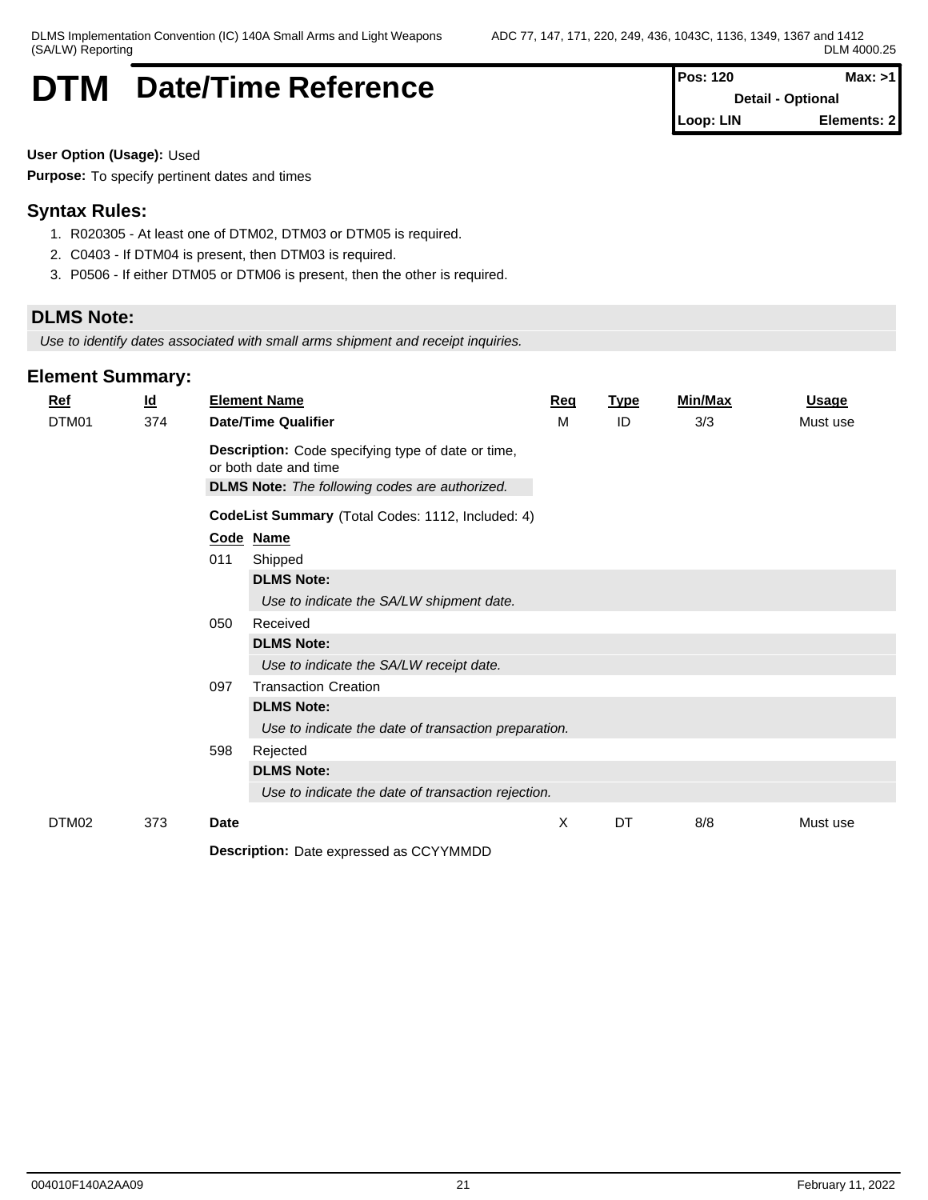# DTM Date/Time Reference

| Pos: 120 | Max: >1 |
|---|---|
| Detail - Optional | |
| Loop: LIN | Elements: 2 |

**User Option (Usage):** Used

**Purpose:** To specify pertinent dates and times

## Syntax Rules:

1. R020305 - At least one of DTM02, DTM03 or DTM05 is required.
2. C0403 - If DTM04 is present, then DTM03 is required.
3. P0506 - If either DTM05 or DTM06 is present, then the other is required.

## DLMS Note:

*Use to identify dates associated with small arms shipment and receipt inquiries.*

## Element Summary:

| Ref | Id | Element Name | Req | Type | Min/Max | Usage |
|---|---|---|---|---|---|---|
| DTM01 | 374 | **Date/Time Qualifier** | M | ID | 3/3 | Must use |

**Description:** Code specifying type of date or time, or both date and time

**DLMS Note:** *The following codes are authorized.*

**CodeList Summary** (Total Codes: 1112, Included: 4)

| Code | Name |
|---|---|
| 011 | Shipped<br>**DLMS Note:**<br>*Use to indicate the SA/LW shipment date.* |
| 050 | Received<br>**DLMS Note:**<br>*Use to indicate the SA/LW receipt date.* |
| 097 | Transaction Creation<br>**DLMS Note:**<br>*Use to indicate the date of transaction preparation.* |
| 598 | Rejected<br>**DLMS Note:**<br>*Use to indicate the date of transaction rejection.* |

| Ref | Id | Element Name | Req | Type | Min/Max | Usage |
|---|---|---|---|---|---|---|
| DTM02 | 373 | **Date** | X | DT | 8/8 | Must use |

**Description:** Date expressed as CCYYMMDD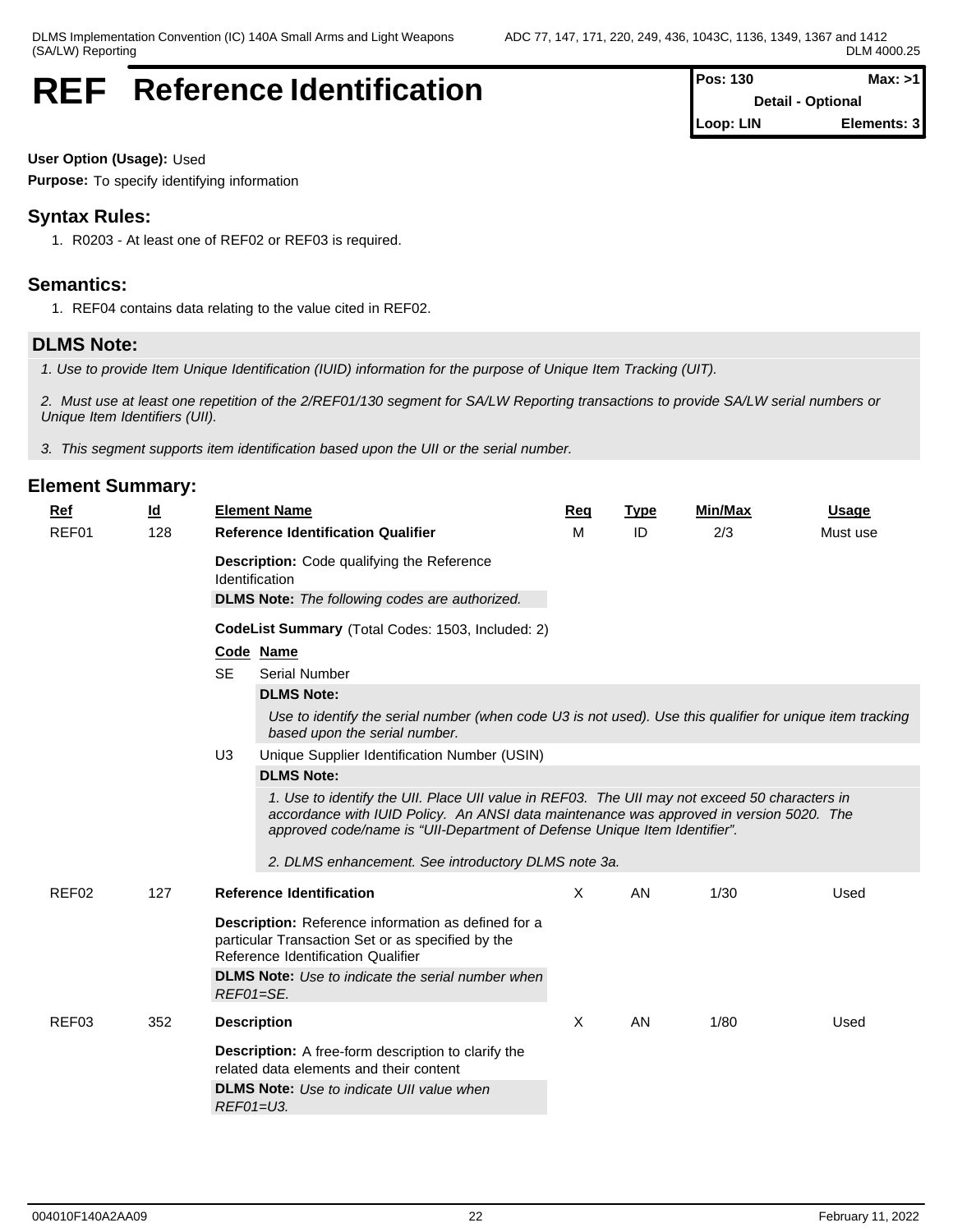# REF Reference Identification

| Pos: 130 | Max: >1 |
|---|---|
| Detail - Optional | |
| Loop: LIN | Elements: 3 |

**User Option (Usage):** Used

**Purpose:** To specify identifying information

## Syntax Rules:

1. R0203 - At least one of REF02 or REF03 is required.

## Semantics:

1. REF04 contains data relating to the value cited in REF02.

## DLMS Note:

*1. Use to provide Item Unique Identification (IUID) information for the purpose of Unique Item Tracking (UIT).*

*2. Must use at least one repetition of the 2/REF01/130 segment for SA/LW Reporting transactions to provide SA/LW serial numbers or Unique Item Identifiers (UII).*

*3. This segment supports item identification based upon the UII or the serial number.*

## Element Summary:

| Ref | Id | Element Name | Req | Type | Min/Max | Usage |
|---|---|---|---|---|---|---|
| REF01 | 128 | **Reference Identification Qualifier** | M | ID | 2/3 | Must use |

**Description:** Code qualifying the Reference Identification

**DLMS Note:** *The following codes are authorized.*

**CodeList Summary** (Total Codes: 1503, Included: 2)

| Code | Name |
|---|---|
| SE | Serial Number |
| U3 | Unique Supplier Identification Number (USIN) |

**SE – DLMS Note:**

*Use to identify the serial number (when code U3 is not used). Use this qualifier for unique item tracking based upon the serial number.*

**U3 – DLMS Note:**

*1. Use to identify the UII. Place UII value in REF03. The UII may not exceed 50 characters in accordance with IUID Policy. An ANSI data maintenance was approved in version 5020. The approved code/name is "UII-Department of Defense Unique Item Identifier".*

*2. DLMS enhancement. See introductory DLMS note 3a.*

| Ref | Id | Element Name | Req | Type | Min/Max | Usage |
|---|---|---|---|---|---|---|
| REF02 | 127 | **Reference Identification** | X | AN | 1/30 | Used |

**Description:** Reference information as defined for a particular Transaction Set or as specified by the Reference Identification Qualifier

**DLMS Note:** *Use to indicate the serial number when REF01=SE.*

| Ref | Id | Element Name | Req | Type | Min/Max | Usage |
|---|---|---|---|---|---|---|
| REF03 | 352 | **Description** | X | AN | 1/80 | Used |

**Description:** A free-form description to clarify the related data elements and their content

**DLMS Note:** *Use to indicate UII value when REF01=U3.*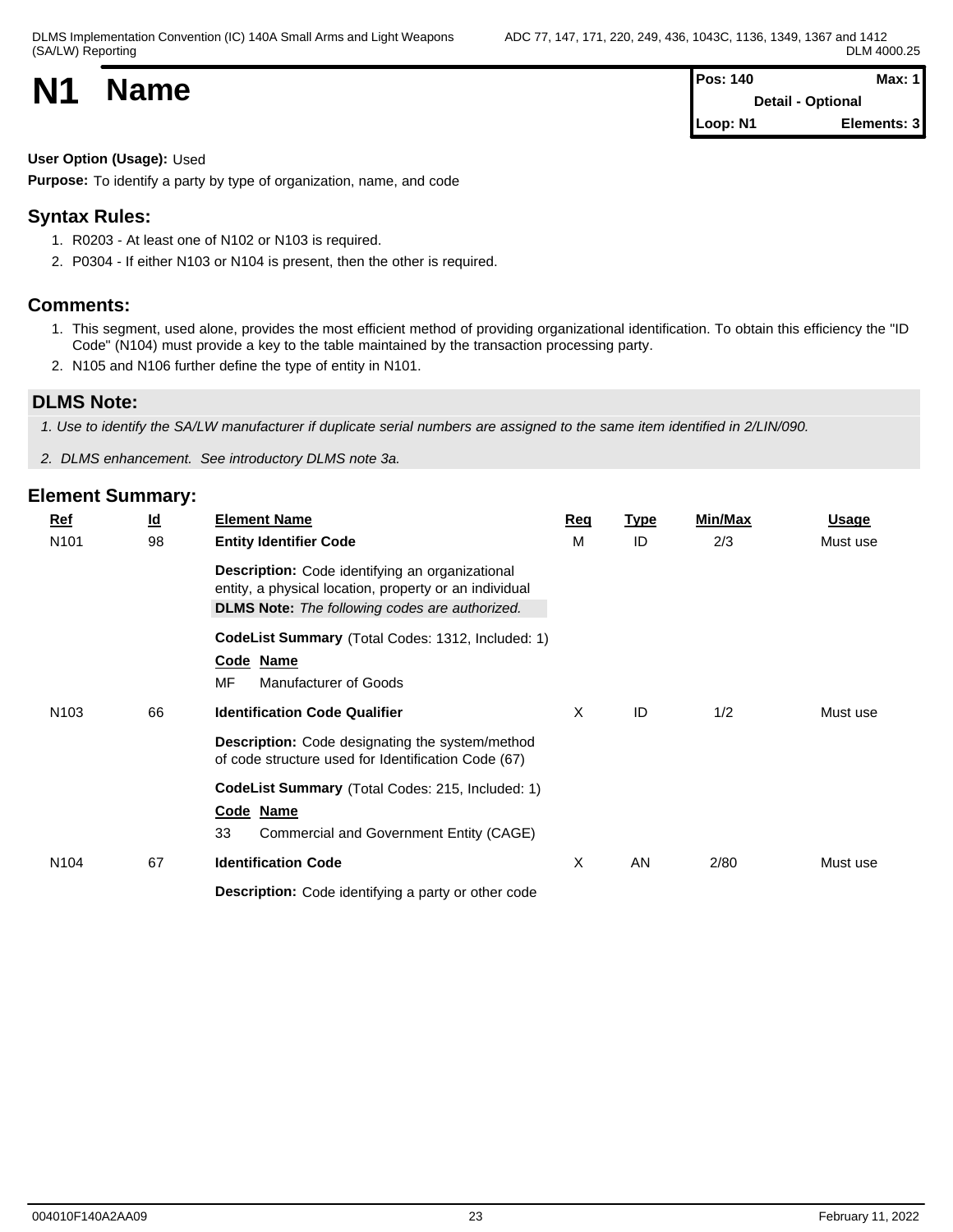# N1 Name

| Pos: 140 | Max: 1 |
|---|---|
| Detail - Optional | |
| Loop: N1 | Elements: 3 |

**User Option (Usage):** Used

**Purpose:** To identify a party by type of organization, name, and code

## Syntax Rules:

1. R0203 - At least one of N102 or N103 is required.
2. P0304 - If either N103 or N104 is present, then the other is required.

## Comments:

1. This segment, used alone, provides the most efficient method of providing organizational identification. To obtain this efficiency the "ID Code" (N104) must provide a key to the table maintained by the transaction processing party.
2. N105 and N106 further define the type of entity in N101.

## DLMS Note:

*1. Use to identify the SA/LW manufacturer if duplicate serial numbers are assigned to the same item identified in 2/LIN/090.*

*2. DLMS enhancement. See introductory DLMS note 3a.*

## Element Summary:

| Ref | Id | Element Name | Req | Type | Min/Max | Usage |
|---|---|---|---|---|---|---|
| N101 | 98 | **Entity Identifier Code** | M | ID | 2/3 | Must use |
| | | **Description:** Code identifying an organizational entity, a physical location, property or an individual<br>**DLMS Note:** *The following codes are authorized.* | | | | |
| | | **CodeList Summary** (Total Codes: 1312, Included: 1)<br>**Code Name**<br>MF Manufacturer of Goods | | | | |
| N103 | 66 | **Identification Code Qualifier** | X | ID | 1/2 | Must use |
| | | **Description:** Code designating the system/method of code structure used for Identification Code (67) | | | | |
| | | **CodeList Summary** (Total Codes: 215, Included: 1)<br>**Code Name**<br>33 Commercial and Government Entity (CAGE) | | | | |
| N104 | 67 | **Identification Code** | X | AN | 2/80 | Must use |
| | | **Description:** Code identifying a party or other code | | | | |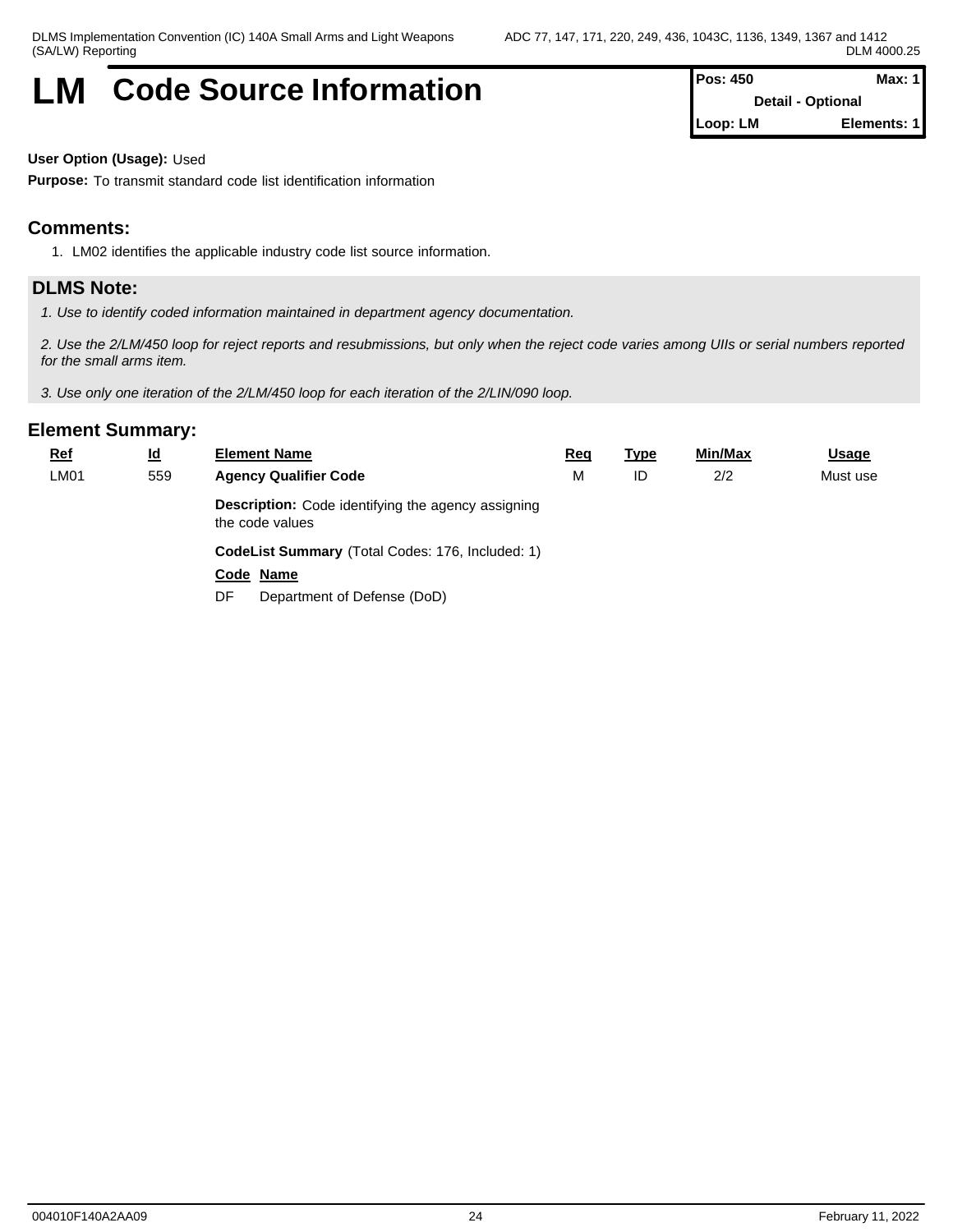# LM Code Source Information

| Pos: 450 | Max: 1 |
|---|---|
| Detail - Optional | |
| Loop: LM | Elements: 1 |

**User Option (Usage):** Used

**Purpose:** To transmit standard code list identification information

## Comments:

1. LM02 identifies the applicable industry code list source information.

## DLMS Note:

*1. Use to identify coded information maintained in department agency documentation.*

*2. Use the 2/LM/450 loop for reject reports and resubmissions, but only when the reject code varies among UIIs or serial numbers reported for the small arms item.*

*3. Use only one iteration of the 2/LM/450 loop for each iteration of the 2/LIN/090 loop.*

## Element Summary:

| Ref | Id | Element Name | Req | Type | Min/Max | Usage |
|---|---|---|---|---|---|---|
| LM01 | 559 | **Agency Qualifier Code** | M | ID | 2/2 | Must use |

**Description:** Code identifying the agency assigning the code values

**CodeList Summary** (Total Codes: 176, Included: 1)

| Code | Name |
|---|---|
| DF | Department of Defense (DoD) |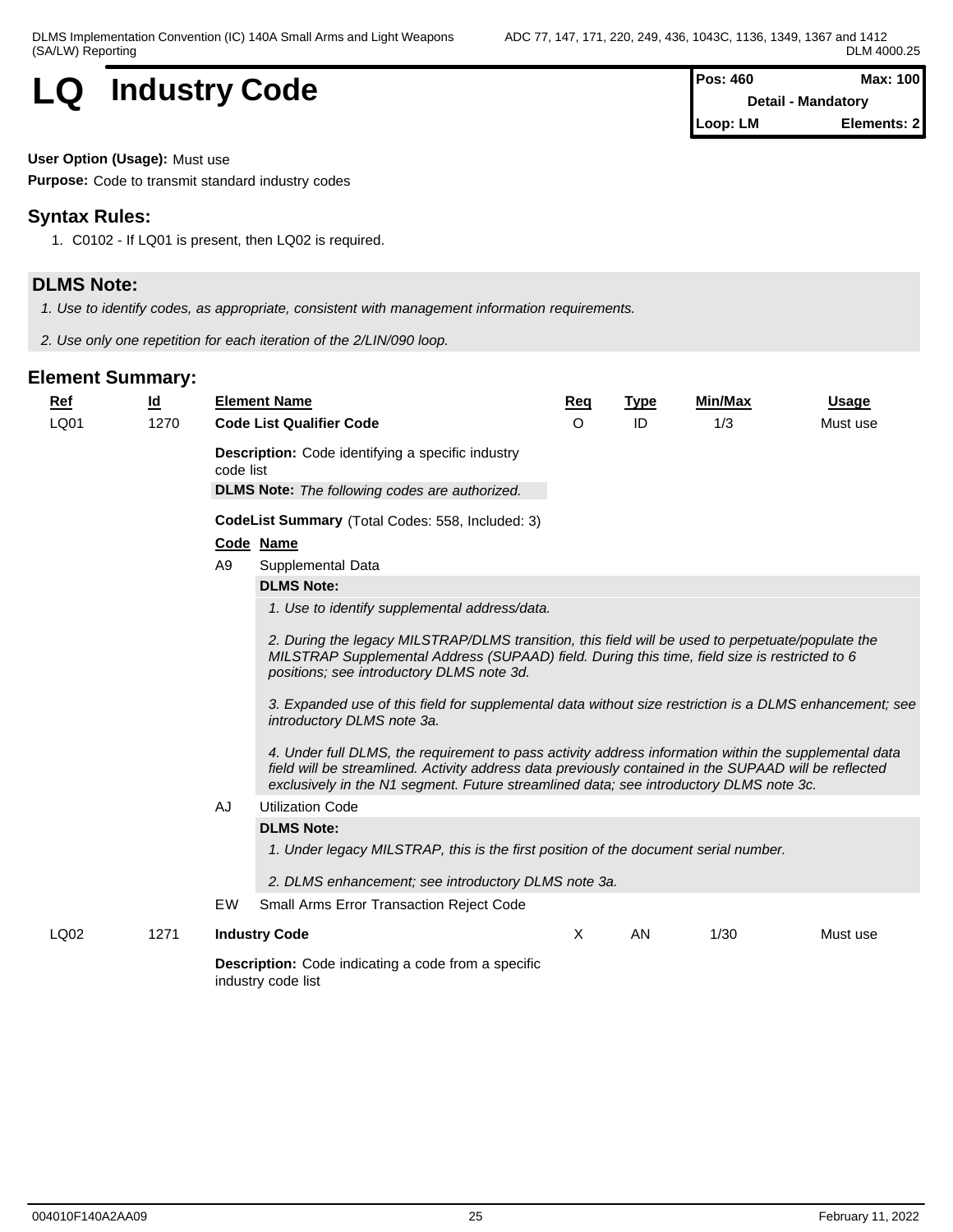# LQ Industry Code

| Pos: 460 | Max: 100 |
|---|---|
| Detail - Mandatory | |
| Loop: LM | Elements: 2 |

**User Option (Usage):** Must use

**Purpose:** Code to transmit standard industry codes

## Syntax Rules:

1. C0102 - If LQ01 is present, then LQ02 is required.

## DLMS Note:

*1. Use to identify codes, as appropriate, consistent with management information requirements.*

*2. Use only one repetition for each iteration of the 2/LIN/090 loop.*

## Element Summary:

| Ref | Id | Element Name | Req | Type | Min/Max | Usage |
|---|---|---|---|---|---|---|
| LQ01 | 1270 | **Code List Qualifier Code** | O | ID | 1/3 | Must use |

**Description:** Code identifying a specific industry code list

**DLMS Note:** *The following codes are authorized.*

**CodeList Summary** (Total Codes: 558, Included: 3)

| Code | Name |
|---|---|
| A9 | Supplemental Data |

**DLMS Note:**

*1. Use to identify supplemental address/data.*

*2. During the legacy MILSTRAP/DLMS transition, this field will be used to perpetuate/populate the MILSTRAP Supplemental Address (SUPAAD) field. During this time, field size is restricted to 6 positions; see introductory DLMS note 3d.*

*3. Expanded use of this field for supplemental data without size restriction is a DLMS enhancement; see introductory DLMS note 3a.*

*4. Under full DLMS, the requirement to pass activity address information within the supplemental data field will be streamlined. Activity address data previously contained in the SUPAAD will be reflected exclusively in the N1 segment. Future streamlined data; see introductory DLMS note 3c.*

| Code | Name |
|---|---|
| AJ | Utilization Code |

**DLMS Note:**

*1. Under legacy MILSTRAP, this is the first position of the document serial number.*

*2. DLMS enhancement; see introductory DLMS note 3a.*

| Code | Name |
|---|---|
| EW | Small Arms Error Transaction Reject Code |

| Ref | Id | Element Name | Req | Type | Min/Max | Usage |
|---|---|---|---|---|---|---|
| LQ02 | 1271 | **Industry Code** | X | AN | 1/30 | Must use |

**Description:** Code indicating a code from a specific industry code list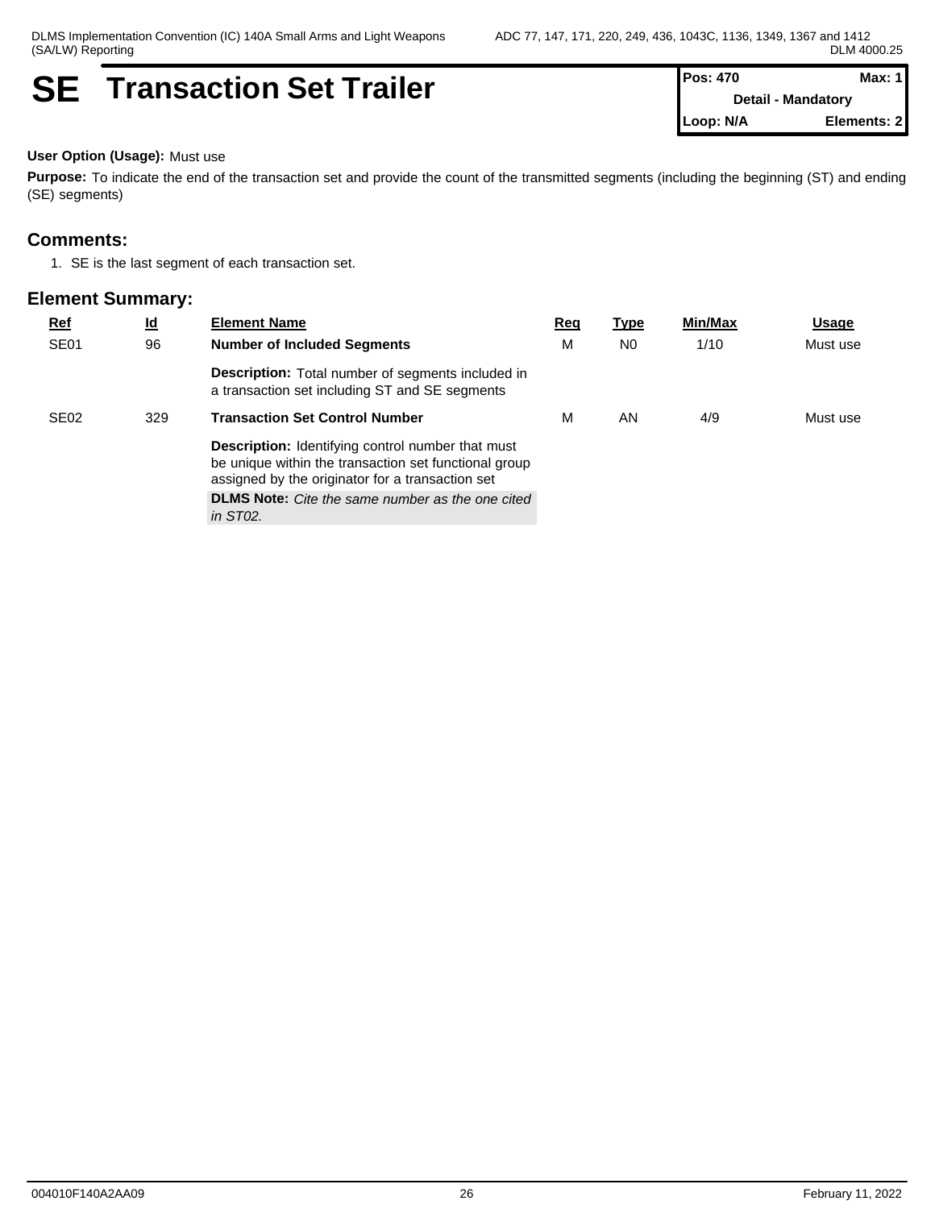# SE Transaction Set Trailer

| Pos: 470 | Max: 1 |
|---|---|
| Detail - Mandatory | |
| Loop: N/A | Elements: 2 |

**User Option (Usage):** Must use

**Purpose:** To indicate the end of the transaction set and provide the count of the transmitted segments (including the beginning (ST) and ending (SE) segments)

## Comments:

1. SE is the last segment of each transaction set.

## Element Summary:

| Ref | Id | Element Name | Req | Type | Min/Max | Usage |
|---|---|---|---|---|---|---|
| SE01 | 96 | **Number of Included Segments** | M | N0 | 1/10 | Must use |
| | | **Description:** Total number of segments included in a transaction set including ST and SE segments | | | | |
| SE02 | 329 | **Transaction Set Control Number** | M | AN | 4/9 | Must use |
| | | **Description:** Identifying control number that must be unique within the transaction set functional group assigned by the originator for a transaction set | | | | |
| | | **DLMS Note:** *Cite the same number as the one cited in ST02.* | | | | |